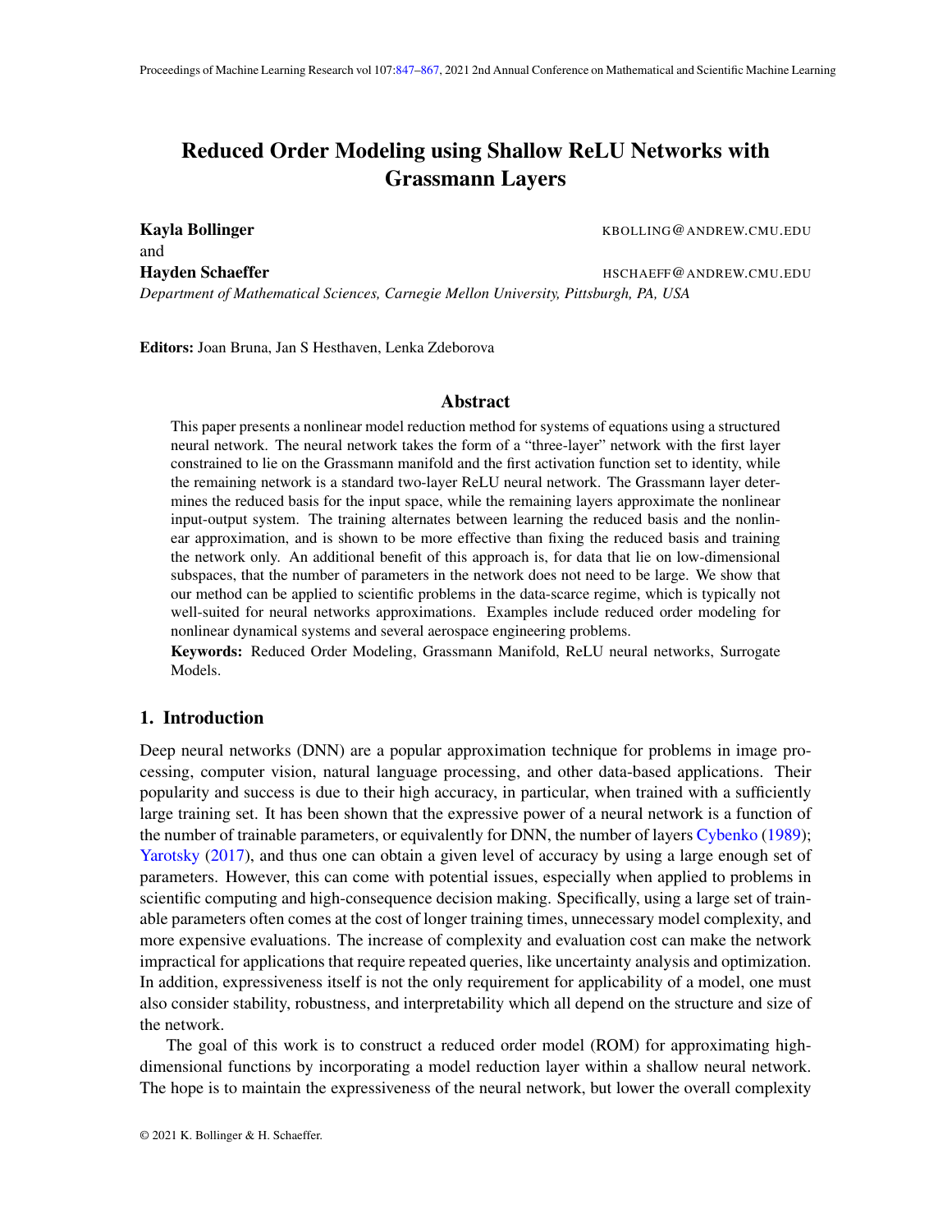# Reduced Order Modeling using Shallow ReLU Networks with Grassmann Layers

**Kayla Bollinger** KBOLLING@ANDREW.CMU.EDU
and
**Hayden Schaeffer** HSCHAEFF@ANDREW.CMU.EDU
*Department of Mathematical Sciences, Carnegie Mellon University, Pittsburgh, PA, USA*

**Editors:** Joan Bruna, Jan S Hesthaven, Lenka Zdeborova

## Abstract

This paper presents a nonlinear model reduction method for systems of equations using a structured neural network. The neural network takes the form of a "three-layer" network with the first layer constrained to lie on the Grassmann manifold and the first activation function set to identity, while the remaining network is a standard two-layer ReLU neural network. The Grassmann layer determines the reduced basis for the input space, while the remaining layers approximate the nonlinear input-output system. The training alternates between learning the reduced basis and the nonlinear approximation, and is shown to be more effective than fixing the reduced basis and training the network only. An additional benefit of this approach is, for data that lie on low-dimensional subspaces, that the number of parameters in the network does not need to be large. We show that our method can be applied to scientific problems in the data-scarce regime, which is typically not well-suited for neural networks approximations. Examples include reduced order modeling for nonlinear dynamical systems and several aerospace engineering problems.

**Keywords:** Reduced Order Modeling, Grassmann Manifold, ReLU neural networks, Surrogate Models.

## 1. Introduction

Deep neural networks (DNN) are a popular approximation technique for problems in image processing, computer vision, natural language processing, and other data-based applications. Their popularity and success is due to their high accuracy, in particular, when trained with a sufficiently large training set. It has been shown that the expressive power of a neural network is a function of the number of trainable parameters, or equivalently for DNN, the number of layers Cybenko (1989); Yarotsky (2017), and thus one can obtain a given level of accuracy by using a large enough set of parameters. However, this can come with potential issues, especially when applied to problems in scientific computing and high-consequence decision making. Specifically, using a large set of trainable parameters often comes at the cost of longer training times, unnecessary model complexity, and more expensive evaluations. The increase of complexity and evaluation cost can make the network impractical for applications that require repeated queries, like uncertainty analysis and optimization. In addition, expressiveness itself is not the only requirement for applicability of a model, one must also consider stability, robustness, and interpretability which all depend on the structure and size of the network.

The goal of this work is to construct a reduced order model (ROM) for approximating high-dimensional functions by incorporating a model reduction layer within a shallow neural network. The hope is to maintain the expressiveness of the neural network, but lower the overall complexity

© 2021 K. Bollinger & H. Schaeffer.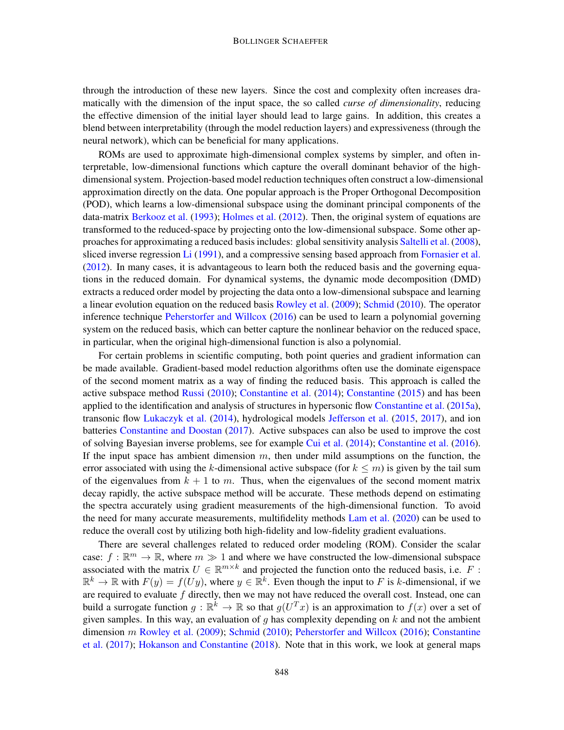through the introduction of these new layers. Since the cost and complexity often increases dramatically with the dimension of the input space, the so called *curse of dimensionality*, reducing the effective dimension of the initial layer should lead to large gains. In addition, this creates a blend between interpretability (through the model reduction layers) and expressiveness (through the neural network), which can be beneficial for many applications.

ROMs are used to approximate high-dimensional complex systems by simpler, and often interpretable, low-dimensional functions which capture the overall dominant behavior of the high-dimensional system. Projection-based model reduction techniques often construct a low-dimensional approximation directly on the data. One popular approach is the Proper Orthogonal Decomposition (POD), which learns a low-dimensional subspace using the dominant principal components of the data-matrix Berkooz et al. (1993); Holmes et al. (2012). Then, the original system of equations are transformed to the reduced-space by projecting onto the low-dimensional subspace. Some other approaches for approximating a reduced basis includes: global sensitivity analysis Saltelli et al. (2008), sliced inverse regression Li (1991), and a compressive sensing based approach from Fornasier et al. (2012). In many cases, it is advantageous to learn both the reduced basis and the governing equations in the reduced domain. For dynamical systems, the dynamic mode decomposition (DMD) extracts a reduced order model by projecting the data onto a low-dimensional subspace and learning a linear evolution equation on the reduced basis Rowley et al. (2009); Schmid (2010). The operator inference technique Peherstorfer and Willcox (2016) can be used to learn a polynomial governing system on the reduced basis, which can better capture the nonlinear behavior on the reduced space, in particular, when the original high-dimensional function is also a polynomial.

For certain problems in scientific computing, both point queries and gradient information can be made available. Gradient-based model reduction algorithms often use the dominate eigenspace of the second moment matrix as a way of finding the reduced basis. This approach is called the active subspace method Russi (2010); Constantine et al. (2014); Constantine (2015) and has been applied to the identification and analysis of structures in hypersonic flow Constantine et al. (2015a), transonic flow Lukaczyk et al. (2014), hydrological models Jefferson et al. (2015, 2017), and ion batteries Constantine and Doostan (2017). Active subspaces can also be used to improve the cost of solving Bayesian inverse problems, see for example Cui et al. (2014); Constantine et al. (2016). If the input space has ambient dimension $m$, then under mild assumptions on the function, the error associated with using the $k$-dimensional active subspace (for $k \leq m$) is given by the tail sum of the eigenvalues from $k + 1$ to $m$. Thus, when the eigenvalues of the second moment matrix decay rapidly, the active subspace method will be accurate. These methods depend on estimating the spectra accurately using gradient measurements of the high-dimensional function. To avoid the need for many accurate measurements, multifidelity methods Lam et al. (2020) can be used to reduce the overall cost by utilizing both high-fidelity and low-fidelity gradient evaluations.

There are several challenges related to reduced order modeling (ROM). Consider the scalar case: $f : \mathbb{R}^m \to \mathbb{R}$, where $m \gg 1$ and where we have constructed the low-dimensional subspace associated with the matrix $U \in \mathbb{R}^{m \times k}$ and projected the function onto the reduced basis, i.e. $F : \mathbb{R}^k \to \mathbb{R}$ with $F(y) = f(Uy)$, where $y \in \mathbb{R}^k$. Even though the input to $F$ is $k$-dimensional, if we are required to evaluate $f$ directly, then we may not have reduced the overall cost. Instead, one can build a surrogate function $g : \mathbb{R}^k \to \mathbb{R}$ so that $g(U^T x)$ is an approximation to $f(x)$ over a set of given samples. In this way, an evaluation of $g$ has complexity depending on $k$ and not the ambient dimension $m$ Rowley et al. (2009); Schmid (2010); Peherstorfer and Willcox (2016); Constantine et al. (2017); Hokanson and Constantine (2018). Note that in this work, we look at general maps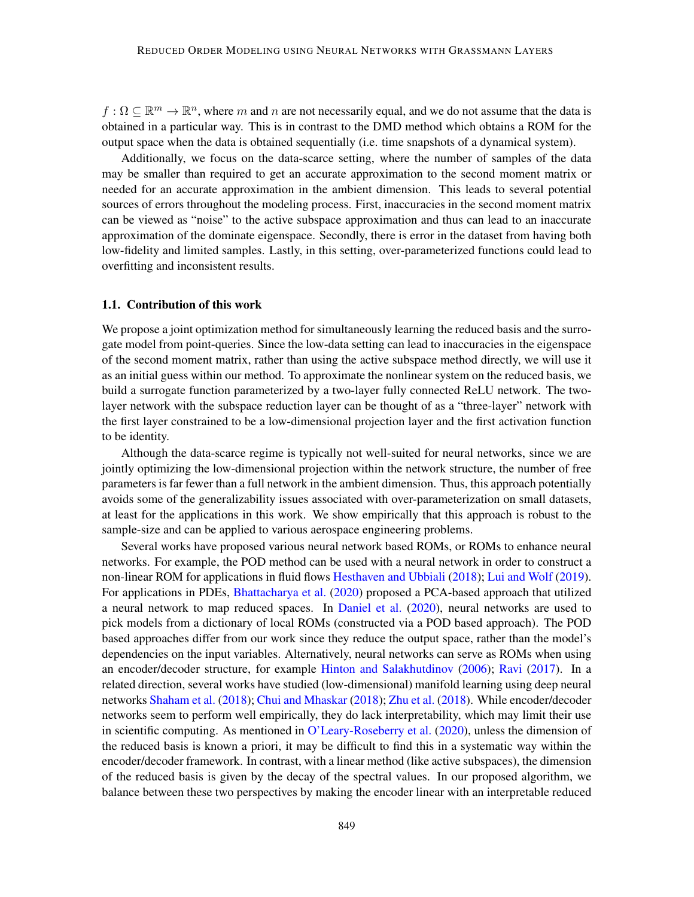$f : \Omega \subseteq \mathbb{R}^m \to \mathbb{R}^n$, where $m$ and $n$ are not necessarily equal, and we do not assume that the data is obtained in a particular way. This is in contrast to the DMD method which obtains a ROM for the output space when the data is obtained sequentially (i.e. time snapshots of a dynamical system).

Additionally, we focus on the data-scarce setting, where the number of samples of the data may be smaller than required to get an accurate approximation to the second moment matrix or needed for an accurate approximation in the ambient dimension. This leads to several potential sources of errors throughout the modeling process. First, inaccuracies in the second moment matrix can be viewed as "noise" to the active subspace approximation and thus can lead to an inaccurate approximation of the dominate eigenspace. Secondly, there is error in the dataset from having both low-fidelity and limited samples. Lastly, in this setting, over-parameterized functions could lead to overfitting and inconsistent results.

### 1.1. Contribution of this work

We propose a joint optimization method for simultaneously learning the reduced basis and the surrogate model from point-queries. Since the low-data setting can lead to inaccuracies in the eigenspace of the second moment matrix, rather than using the active subspace method directly, we will use it as an initial guess within our method. To approximate the nonlinear system on the reduced basis, we build a surrogate function parameterized by a two-layer fully connected ReLU network. The two-layer network with the subspace reduction layer can be thought of as a "three-layer" network with the first layer constrained to be a low-dimensional projection layer and the first activation function to be identity.

Although the data-scarce regime is typically not well-suited for neural networks, since we are jointly optimizing the low-dimensional projection within the network structure, the number of free parameters is far fewer than a full network in the ambient dimension. Thus, this approach potentially avoids some of the generalizability issues associated with over-parameterization on small datasets, at least for the applications in this work. We show empirically that this approach is robust to the sample-size and can be applied to various aerospace engineering problems.

Several works have proposed various neural network based ROMs, or ROMs to enhance neural networks. For example, the POD method can be used with a neural network in order to construct a non-linear ROM for applications in fluid flows Hesthaven and Ubbiali (2018); Lui and Wolf (2019). For applications in PDEs, Bhattacharya et al. (2020) proposed a PCA-based approach that utilized a neural network to map reduced spaces. In Daniel et al. (2020), neural networks are used to pick models from a dictionary of local ROMs (constructed via a POD based approach). The POD based approaches differ from our work since they reduce the output space, rather than the model's dependencies on the input variables. Alternatively, neural networks can serve as ROMs when using an encoder/decoder structure, for example Hinton and Salakhutdinov (2006); Ravi (2017). In a related direction, several works have studied (low-dimensional) manifold learning using deep neural networks Shaham et al. (2018); Chui and Mhaskar (2018); Zhu et al. (2018). While encoder/decoder networks seem to perform well empirically, they do lack interpretability, which may limit their use in scientific computing. As mentioned in O'Leary-Roseberry et al. (2020), unless the dimension of the reduced basis is known a priori, it may be difficult to find this in a systematic way within the encoder/decoder framework. In contrast, with a linear method (like active subspaces), the dimension of the reduced basis is given by the decay of the spectral values. In our proposed algorithm, we balance between these two perspectives by making the encoder linear with an interpretable reduced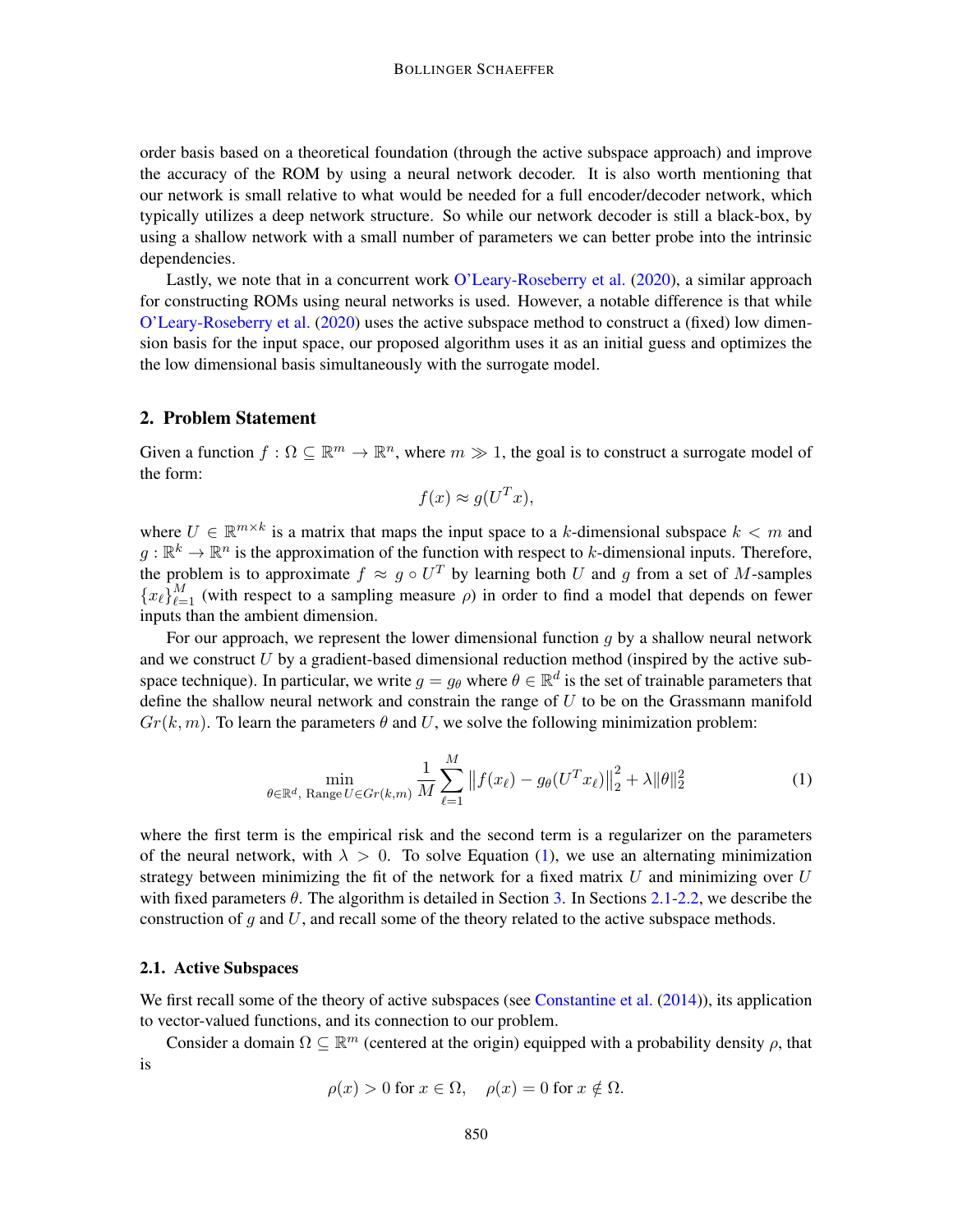order basis based on a theoretical foundation (through the active subspace approach) and improve the accuracy of the ROM by using a neural network decoder. It is also worth mentioning that our network is small relative to what would be needed for a full encoder/decoder network, which typically utilizes a deep network structure. So while our network decoder is still a black-box, by using a shallow network with a small number of parameters we can better probe into the intrinsic dependencies.

Lastly, we note that in a concurrent work O'Leary-Roseberry et al. (2020), a similar approach for constructing ROMs using neural networks is used. However, a notable difference is that while O'Leary-Roseberry et al. (2020) uses the active subspace method to construct a (fixed) low dimension basis for the input space, our proposed algorithm uses it as an initial guess and optimizes the the low dimensional basis simultaneously with the surrogate model.

## 2. Problem Statement

Given a function $f : \Omega \subseteq \mathbb{R}^m \to \mathbb{R}^n$, where $m \gg 1$, the goal is to construct a surrogate model of the form:

$$f(x) \approx g(U^T x),$$

where $U \in \mathbb{R}^{m \times k}$ is a matrix that maps the input space to a $k$-dimensional subspace $k < m$ and $g : \mathbb{R}^k \to \mathbb{R}^n$ is the approximation of the function with respect to $k$-dimensional inputs. Therefore, the problem is to approximate $f \approx g \circ U^T$ by learning both $U$ and $g$ from a set of $M$-samples $\{x_\ell\}_{\ell=1}^M$ (with respect to a sampling measure $\rho$) in order to find a model that depends on fewer inputs than the ambient dimension.

For our approach, we represent the lower dimensional function $g$ by a shallow neural network and we construct $U$ by a gradient-based dimensional reduction method (inspired by the active subspace technique). In particular, we write $g = g_\theta$ where $\theta \in \mathbb{R}^d$ is the set of trainable parameters that define the shallow neural network and constrain the range of $U$ to be on the Grassmann manifold $Gr(k, m)$. To learn the parameters $\theta$ and $U$, we solve the following minimization problem:

$$\min_{\theta \in \mathbb{R}^d,\ \mathrm{Range}\, U \in Gr(k,m)} \frac{1}{M} \sum_{\ell=1}^{M} \left\| f(x_\ell) - g_\theta(U^T x_\ell) \right\|_2^2 + \lambda \|\theta\|_2^2 \tag{1}$$

where the first term is the empirical risk and the second term is a regularizer on the parameters of the neural network, with $\lambda > 0$. To solve Equation (1), we use an alternating minimization strategy between minimizing the fit of the network for a fixed matrix $U$ and minimizing over $U$ with fixed parameters $\theta$. The algorithm is detailed in Section 3. In Sections 2.1-2.2, we describe the construction of $g$ and $U$, and recall some of the theory related to the active subspace methods.

### 2.1. Active Subspaces

We first recall some of the theory of active subspaces (see Constantine et al. (2014)), its application to vector-valued functions, and its connection to our problem.

Consider a domain $\Omega \subseteq \mathbb{R}^m$ (centered at the origin) equipped with a probability density $\rho$, that is

$$\rho(x) > 0 \text{ for } x \in \Omega, \quad \rho(x) = 0 \text{ for } x \notin \Omega.$$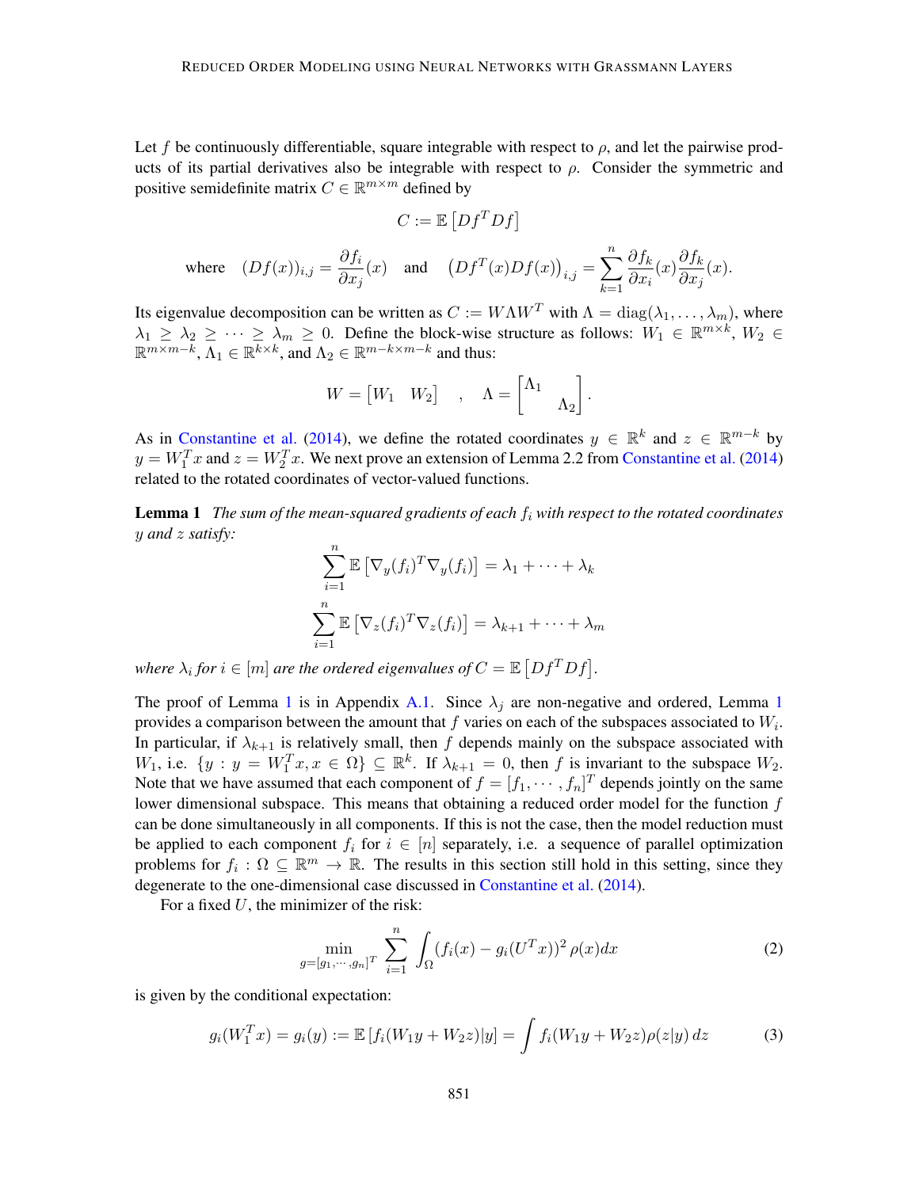Let $f$ be continuously differentiable, square integrable with respect to $\rho$, and let the pairwise products of its partial derivatives also be integrable with respect to $\rho$. Consider the symmetric and positive semidefinite matrix $C \in \mathbb{R}^{m \times m}$ defined by

$$C := \mathbb{E}\left[Df^T Df\right]$$

$$\text{where} \quad (Df(x))_{i,j} = \frac{\partial f_i}{\partial x_j}(x) \quad \text{and} \quad \left(Df^T(x)Df(x)\right)_{i,j} = \sum_{k=1}^{n} \frac{\partial f_k}{\partial x_i}(x)\frac{\partial f_k}{\partial x_j}(x).$$

Its eigenvalue decomposition can be written as $C := W \Lambda W^T$ with $\Lambda = \text{diag}(\lambda_1, \ldots, \lambda_m)$, where $\lambda_1 \geq \lambda_2 \geq \cdots \geq \lambda_m \geq 0$. Define the block-wise structure as follows: $W_1 \in \mathbb{R}^{m \times k}$, $W_2 \in \mathbb{R}^{m \times m-k}$, $\Lambda_1 \in \mathbb{R}^{k \times k}$, and $\Lambda_2 \in \mathbb{R}^{m-k \times m-k}$ and thus:

$$W = \begin{bmatrix} W_1 & W_2 \end{bmatrix} \quad , \quad \Lambda = \begin{bmatrix} \Lambda_1 & \\ & \Lambda_2 \end{bmatrix}.$$

As in Constantine et al. (2014), we define the rotated coordinates $y \in \mathbb{R}^k$ and $z \in \mathbb{R}^{m-k}$ by $y = W_1^T x$ and $z = W_2^T x$. We next prove an extension of Lemma 2.2 from Constantine et al. (2014) related to the rotated coordinates of vector-valued functions.

**Lemma 1** *The sum of the mean-squared gradients of each $f_i$ with respect to the rotated coordinates $y$ and $z$ satisfy:*

$$\sum_{i=1}^{n} \mathbb{E}\left[\nabla_y (f_i)^T \nabla_y (f_i)\right] = \lambda_1 + \cdots + \lambda_k$$

$$\sum_{i=1}^{n} \mathbb{E}\left[\nabla_z (f_i)^T \nabla_z (f_i)\right] = \lambda_{k+1} + \cdots + \lambda_m$$

*where $\lambda_i$ for $i \in [m]$ are the ordered eigenvalues of $C = \mathbb{E}\left[Df^T Df\right]$.*

The proof of Lemma 1 is in Appendix A.1. Since $\lambda_j$ are non-negative and ordered, Lemma 1 provides a comparison between the amount that $f$ varies on each of the subspaces associated to $W_i$. In particular, if $\lambda_{k+1}$ is relatively small, then $f$ depends mainly on the subspace associated with $W_1$, i.e. $\{y : y = W_1^T x, x \in \Omega\} \subseteq \mathbb{R}^k$. If $\lambda_{k+1} = 0$, then $f$ is invariant to the subspace $W_2$. Note that we have assumed that each component of $f = [f_1, \cdots, f_n]^T$ depends jointly on the same lower dimensional subspace. This means that obtaining a reduced order model for the function $f$ can be done simultaneously in all components. If this is not the case, then the model reduction must be applied to each component $f_i$ for $i \in [n]$ separately, i.e. a sequence of parallel optimization problems for $f_i : \Omega \subseteq \mathbb{R}^m \to \mathbb{R}$. The results in this section still hold in this setting, since they degenerate to the one-dimensional case discussed in Constantine et al. (2014).

For a fixed $U$, the minimizer of the risk:

$$\min_{g=[g_1,\cdots,g_n]^T} \sum_{i=1}^{n} \int_{\Omega} (f_i(x) - g_i(U^T x))^2 \rho(x) dx \tag{2}$$

is given by the conditional expectation:

$$g_i(W_1^T x) = g_i(y) := \mathbb{E}\left[f_i(W_1 y + W_2 z) | y\right] = \int f_i(W_1 y + W_2 z) \rho(z|y) \, dz \tag{3}$$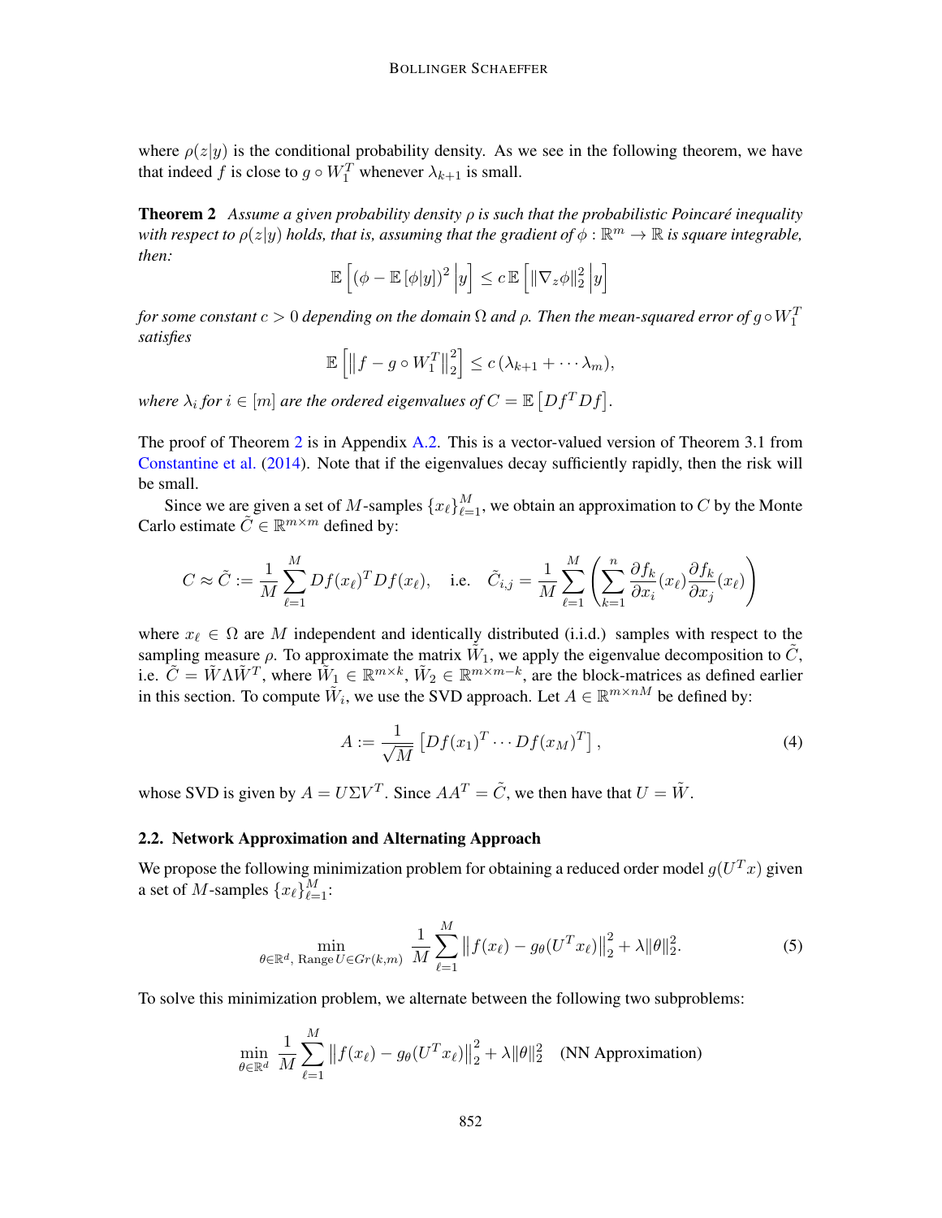where $\rho(z|y)$ is the conditional probability density. As we see in the following theorem, we have that indeed $f$ is close to $g \circ W_1^T$ whenever $\lambda_{k+1}$ is small.

**Theorem 2** *Assume a given probability density $\rho$ is such that the probabilistic Poincaré inequality with respect to $\rho(z|y)$ holds, that is, assuming that the gradient of $\phi : \mathbb{R}^m \to \mathbb{R}$ is square integrable, then:*

$$\mathbb{E}\left[ (\phi - \mathbb{E}\left[\phi|y\right])^2 \,\middle|\, y \right] \le c\, \mathbb{E}\left[ \|\nabla_z \phi\|_2^2 \,\middle|\, y \right]$$

*for some constant $c > 0$ depending on the domain $\Omega$ and $\rho$. Then the mean-squared error of $g \circ W_1^T$ satisfies*

$$\mathbb{E}\left[ \left\| f - g \circ W_1^T \right\|_2^2 \right] \le c\, (\lambda_{k+1} + \cdots \lambda_m),$$

*where $\lambda_i$ for $i \in [m]$ are the ordered eigenvalues of $C = \mathbb{E}\left[Df^T Df\right]$.*

The proof of Theorem 2 is in Appendix A.2. This is a vector-valued version of Theorem 3.1 from Constantine et al. (2014). Note that if the eigenvalues decay sufficiently rapidly, then the risk will be small.

Since we are given a set of $M$-samples $\{x_\ell\}_{\ell=1}^M$, we obtain an approximation to $C$ by the Monte Carlo estimate $\tilde{C} \in \mathbb{R}^{m \times m}$ defined by:

$$C \approx \tilde{C} := \frac{1}{M} \sum_{\ell=1}^{M} Df(x_\ell)^T Df(x_\ell), \quad \text{i.e.} \quad \tilde{C}_{i,j} = \frac{1}{M} \sum_{\ell=1}^{M} \left( \sum_{k=1}^{n} \frac{\partial f_k}{\partial x_i}(x_\ell) \frac{\partial f_k}{\partial x_j}(x_\ell) \right)$$

where $x_\ell \in \Omega$ are $M$ independent and identically distributed (i.i.d.) samples with respect to the sampling measure $\rho$. To approximate the matrix $\tilde{W}_1$, we apply the eigenvalue decomposition to $\tilde{C}$, i.e. $\tilde{C} = \tilde{W} \Lambda \tilde{W}^T$, where $\tilde{W}_1 \in \mathbb{R}^{m \times k}$, $\tilde{W}_2 \in \mathbb{R}^{m \times m-k}$, are the block-matrices as defined earlier in this section. To compute $\tilde{W}_i$, we use the SVD approach. Let $A \in \mathbb{R}^{m \times nM}$ be defined by:

$$A := \frac{1}{\sqrt{M}} \left[ Df(x_1)^T \cdots Df(x_M)^T \right], \tag{4}$$

whose SVD is given by $A = U \Sigma V^T$. Since $AA^T = \tilde{C}$, we then have that $U = \tilde{W}$.

### 2.2. Network Approximation and Alternating Approach

We propose the following minimization problem for obtaining a reduced order model $g(U^T x)$ given a set of $M$-samples $\{x_\ell\}_{\ell=1}^M$:

$$\min_{\theta \in \mathbb{R}^d,\ \mathrm{Range}\, U \in Gr(k,m)} \frac{1}{M} \sum_{\ell=1}^{M} \left\| f(x_\ell) - g_\theta(U^T x_\ell) \right\|_2^2 + \lambda \|\theta\|_2^2. \tag{5}$$

To solve this minimization problem, we alternate between the following two subproblems:

$$\min_{\theta \in \mathbb{R}^d} \frac{1}{M} \sum_{\ell=1}^{M} \left\| f(x_\ell) - g_\theta(U^T x_\ell) \right\|_2^2 + \lambda \|\theta\|_2^2 \quad \text{(NN Approximation)}$$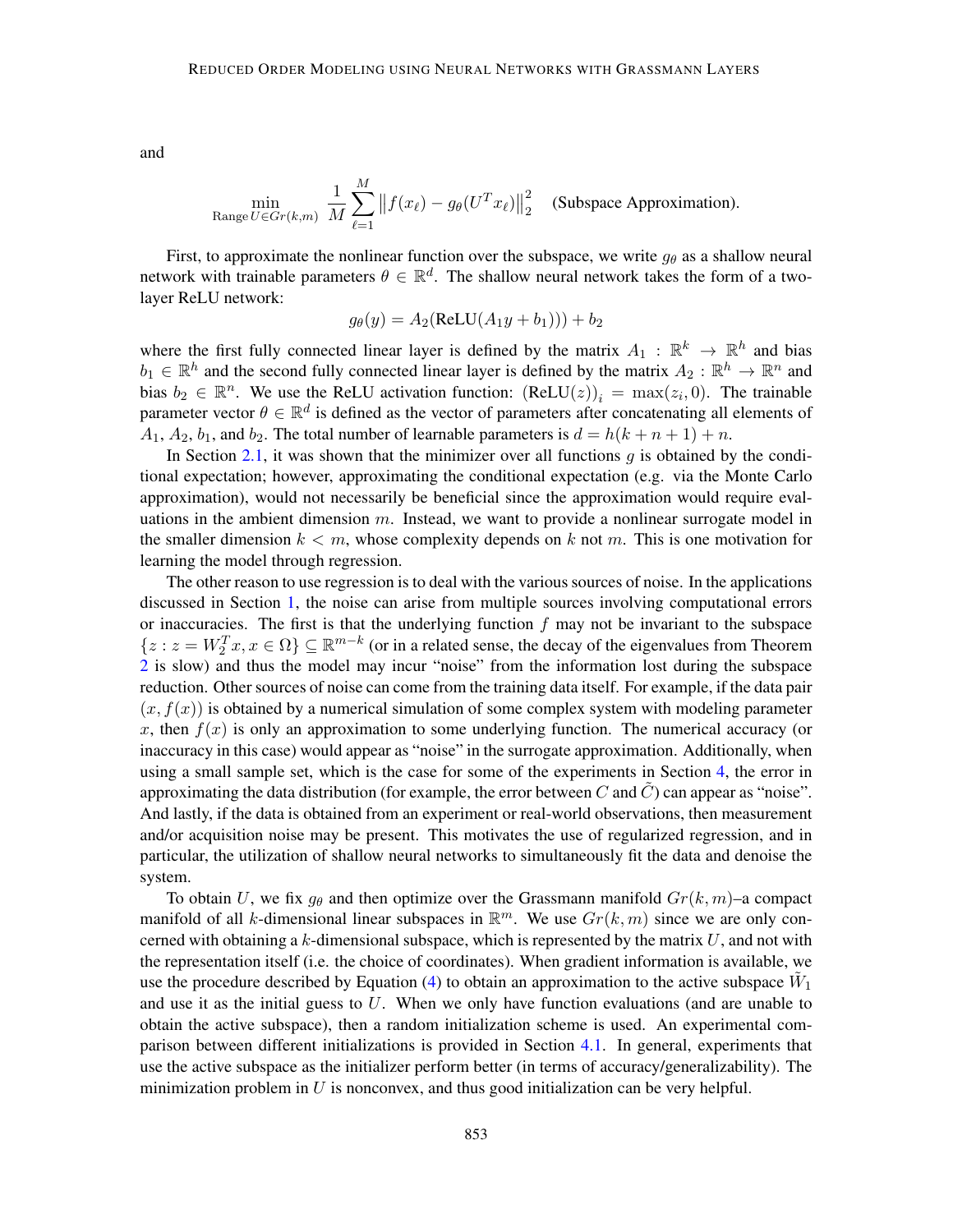and

$$\min_{\text{Range}\, U \in Gr(k,m)} \frac{1}{M} \sum_{\ell=1}^{M} \left\| f(x_\ell) - g_\theta(U^T x_\ell) \right\|_2^2 \quad \text{(Subspace Approximation).}$$

First, to approximate the nonlinear function over the subspace, we write $g_\theta$ as a shallow neural network with trainable parameters $\theta \in \mathbb{R}^d$. The shallow neural network takes the form of a two-layer ReLU network:

$$g_\theta(y) = A_2(\text{ReLU}(A_1 y + b_1))) + b_2$$

where the first fully connected linear layer is defined by the matrix $A_1 : \mathbb{R}^k \to \mathbb{R}^h$ and bias $b_1 \in \mathbb{R}^h$ and the second fully connected linear layer is defined by the matrix $A_2 : \mathbb{R}^h \to \mathbb{R}^n$ and bias $b_2 \in \mathbb{R}^n$. We use the ReLU activation function: $(\text{ReLU}(z))_i = \max(z_i, 0)$. The trainable parameter vector $\theta \in \mathbb{R}^d$ is defined as the vector of parameters after concatenating all elements of $A_1$, $A_2$, $b_1$, and $b_2$. The total number of learnable parameters is $d = h(k + n + 1) + n$.

In Section 2.1, it was shown that the minimizer over all functions $g$ is obtained by the conditional expectation; however, approximating the conditional expectation (e.g. via the Monte Carlo approximation), would not necessarily be beneficial since the approximation would require evaluations in the ambient dimension $m$. Instead, we want to provide a nonlinear surrogate model in the smaller dimension $k < m$, whose complexity depends on $k$ not $m$. This is one motivation for learning the model through regression.

The other reason to use regression is to deal with the various sources of noise. In the applications discussed in Section 1, the noise can arise from multiple sources involving computational errors or inaccuracies. The first is that the underlying function $f$ may not be invariant to the subspace $\{z : z = W_2^T x, x \in \Omega\} \subseteq \mathbb{R}^{m-k}$ (or in a related sense, the decay of the eigenvalues from Theorem 2 is slow) and thus the model may incur "noise" from the information lost during the subspace reduction. Other sources of noise can come from the training data itself. For example, if the data pair $(x, f(x))$ is obtained by a numerical simulation of some complex system with modeling parameter $x$, then $f(x)$ is only an approximation to some underlying function. The numerical accuracy (or inaccuracy in this case) would appear as "noise" in the surrogate approximation. Additionally, when using a small sample set, which is the case for some of the experiments in Section 4, the error in approximating the data distribution (for example, the error between $C$ and $\tilde{C}$) can appear as "noise". And lastly, if the data is obtained from an experiment or real-world observations, then measurement and/or acquisition noise may be present. This motivates the use of regularized regression, and in particular, the utilization of shallow neural networks to simultaneously fit the data and denoise the system.

To obtain $U$, we fix $g_\theta$ and then optimize over the Grassmann manifold $Gr(k, m)$–a compact manifold of all $k$-dimensional linear subspaces in $\mathbb{R}^m$. We use $Gr(k, m)$ since we are only concerned with obtaining a $k$-dimensional subspace, which is represented by the matrix $U$, and not with the representation itself (i.e. the choice of coordinates). When gradient information is available, we use the procedure described by Equation (4) to obtain an approximation to the active subspace $\tilde{W}_1$ and use it as the initial guess to $U$. When we only have function evaluations (and are unable to obtain the active subspace), then a random initialization scheme is used. An experimental comparison between different initializations is provided in Section 4.1. In general, experiments that use the active subspace as the initializer perform better (in terms of accuracy/generalizability). The minimization problem in $U$ is nonconvex, and thus good initialization can be very helpful.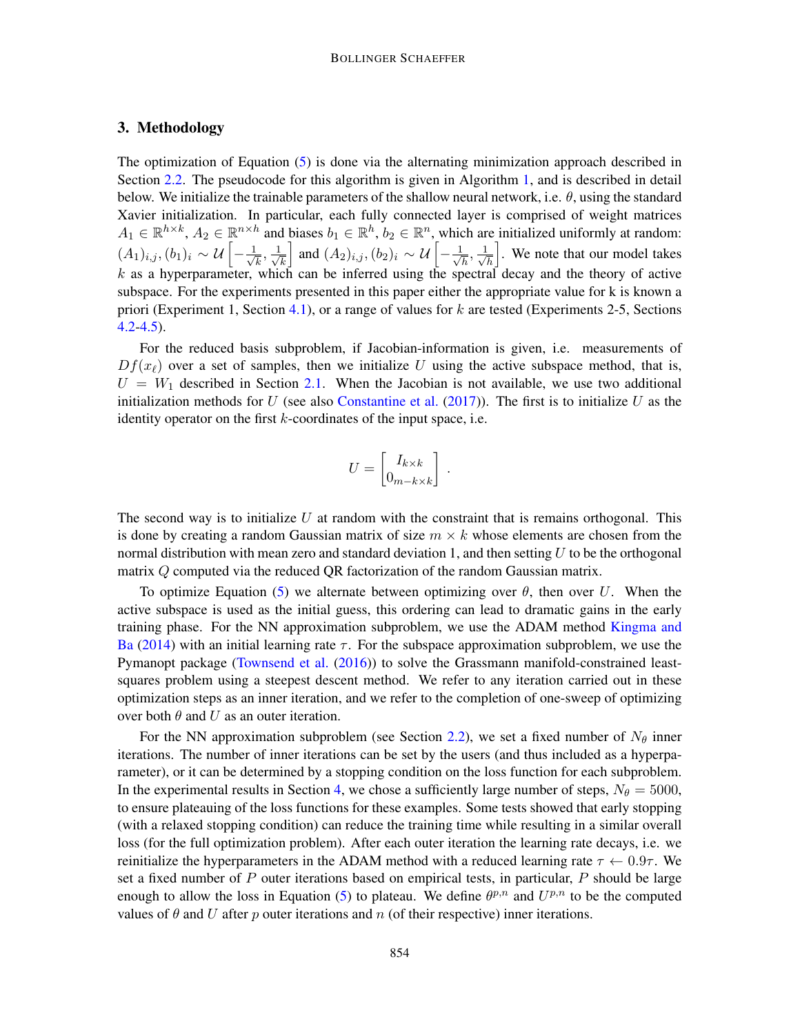## 3. Methodology

The optimization of Equation (5) is done via the alternating minimization approach described in Section 2.2. The pseudocode for this algorithm is given in Algorithm 1, and is described in detail below. We initialize the trainable parameters of the shallow neural network, i.e. $\theta$, using the standard Xavier initialization. In particular, each fully connected layer is comprised of weight matrices $A_1 \in \mathbb{R}^{h \times k}$, $A_2 \in \mathbb{R}^{n \times h}$ and biases $b_1 \in \mathbb{R}^h$, $b_2 \in \mathbb{R}^n$, which are initialized uniformly at random: $(A_1)_{i,j}, (b_1)_i \sim \mathcal{U}\left[-\frac{1}{\sqrt{k}}, \frac{1}{\sqrt{k}}\right]$ and $(A_2)_{i,j}, (b_2)_i \sim \mathcal{U}\left[-\frac{1}{\sqrt{h}}, \frac{1}{\sqrt{h}}\right]$. We note that our model takes $k$ as a hyperparameter, which can be inferred using the spectral decay and the theory of active subspace. For the experiments presented in this paper either the appropriate value for k is known a priori (Experiment 1, Section 4.1), or a range of values for $k$ are tested (Experiments 2-5, Sections 4.2-4.5).

For the reduced basis subproblem, if Jacobian-information is given, i.e. measurements of $Df(x_\ell)$ over a set of samples, then we initialize $U$ using the active subspace method, that is, $U = W_1$ described in Section 2.1. When the Jacobian is not available, we use two additional initialization methods for $U$ (see also Constantine et al. (2017)). The first is to initialize $U$ as the identity operator on the first $k$-coordinates of the input space, i.e.

$$U = \begin{bmatrix} I_{k \times k} \\ 0_{m-k \times k} \end{bmatrix} .$$

The second way is to initialize $U$ at random with the constraint that is remains orthogonal. This is done by creating a random Gaussian matrix of size $m \times k$ whose elements are chosen from the normal distribution with mean zero and standard deviation 1, and then setting $U$ to be the orthogonal matrix $Q$ computed via the reduced QR factorization of the random Gaussian matrix.

To optimize Equation (5) we alternate between optimizing over $\theta$, then over $U$. When the active subspace is used as the initial guess, this ordering can lead to dramatic gains in the early training phase. For the NN approximation subproblem, we use the ADAM method Kingma and Ba (2014) with an initial learning rate $\tau$. For the subspace approximation subproblem, we use the Pymanopt package (Townsend et al. (2016)) to solve the Grassmann manifold-constrained least-squares problem using a steepest descent method. We refer to any iteration carried out in these optimization steps as an inner iteration, and we refer to the completion of one-sweep of optimizing over both $\theta$ and $U$ as an outer iteration.

For the NN approximation subproblem (see Section 2.2), we set a fixed number of $N_\theta$ inner iterations. The number of inner iterations can be set by the users (and thus included as a hyperparameter), or it can be determined by a stopping condition on the loss function for each subproblem. In the experimental results in Section 4, we chose a sufficiently large number of steps, $N_\theta = 5000$, to ensure plateauing of the loss functions for these examples. Some tests showed that early stopping (with a relaxed stopping condition) can reduce the training time while resulting in a similar overall loss (for the full optimization problem). After each outer iteration the learning rate decays, i.e. we reinitialize the hyperparameters in the ADAM method with a reduced learning rate $\tau \leftarrow 0.9\tau$. We set a fixed number of $P$ outer iterations based on empirical tests, in particular, $P$ should be large enough to allow the loss in Equation (5) to plateau. We define $\theta^{p,n}$ and $U^{p,n}$ to be the computed values of $\theta$ and $U$ after $p$ outer iterations and $n$ (of their respective) inner iterations.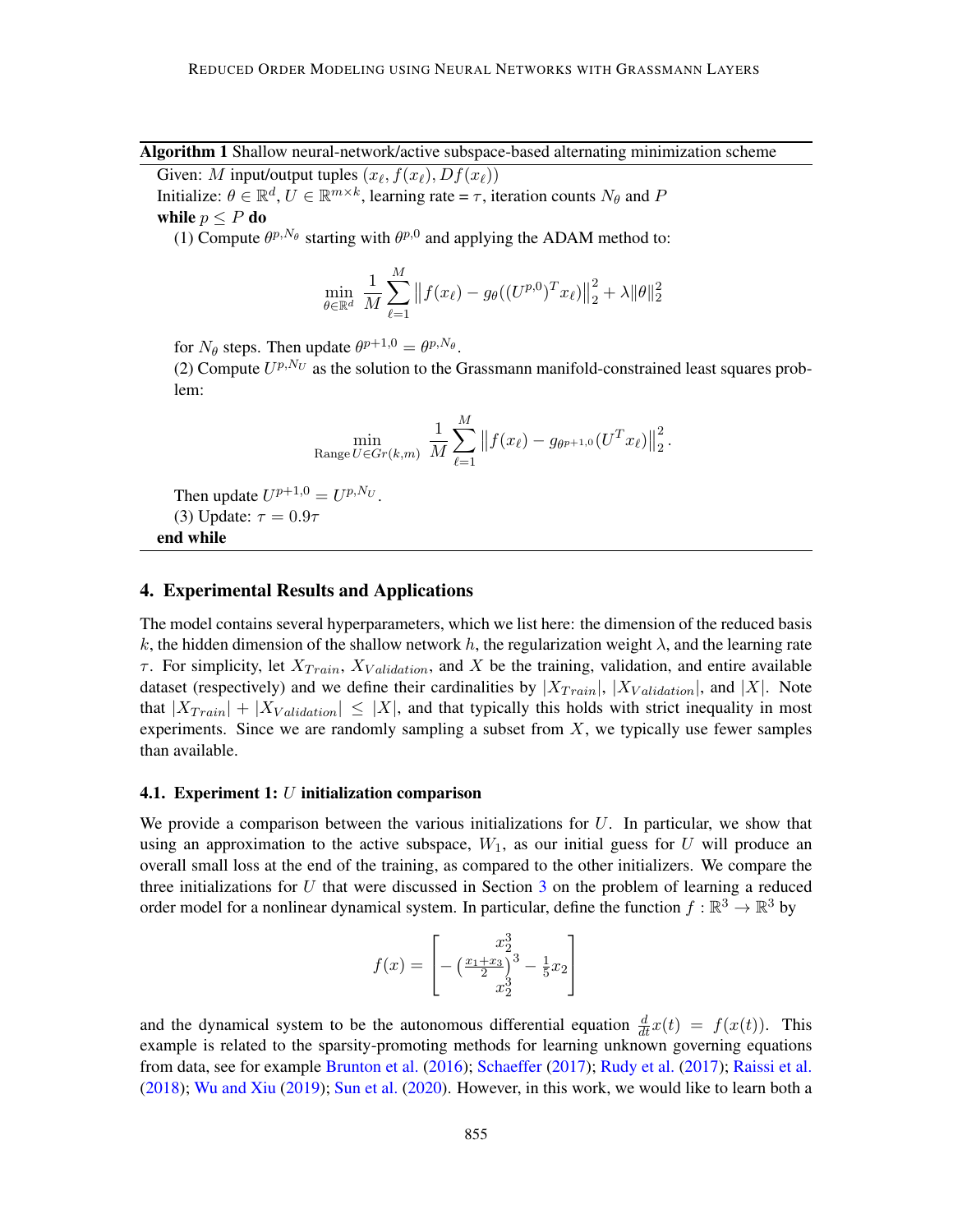**Algorithm 1** Shallow neural-network/active subspace-based alternating minimization scheme

Given: $M$ input/output tuples $(x_\ell, f(x_\ell), Df(x_\ell))$

Initialize: $\theta \in \mathbb{R}^d$, $U \in \mathbb{R}^{m \times k}$, learning rate = $\tau$, iteration counts $N_\theta$ and $P$

**while** $p \le P$ **do**

(1) Compute $\theta^{p,N_\theta}$ starting with $\theta^{p,0}$ and applying the ADAM method to:

$$\min_{\theta \in \mathbb{R}^d} \frac{1}{M} \sum_{\ell=1}^{M} \left\| f(x_\ell) - g_\theta((U^{p,0})^T x_\ell) \right\|_2^2 + \lambda \|\theta\|_2^2$$

for $N_\theta$ steps. Then update $\theta^{p+1,0} = \theta^{p,N_\theta}$.

(2) Compute $U^{p,N_U}$ as the solution to the Grassmann manifold-constrained least squares problem:

$$\min_{\text{Range}\, U \in Gr(k,m)} \frac{1}{M} \sum_{\ell=1}^{M} \left\| f(x_\ell) - g_{\theta^{p+1,0}}(U^T x_\ell) \right\|_2^2.$$

Then update $U^{p+1,0} = U^{p,N_U}$.

(3) Update: $\tau = 0.9\tau$

**end while**

## 4. Experimental Results and Applications

The model contains several hyperparameters, which we list here: the dimension of the reduced basis $k$, the hidden dimension of the shallow network $h$, the regularization weight $\lambda$, and the learning rate $\tau$. For simplicity, let $X_{Train}$, $X_{Validation}$, and $X$ be the training, validation, and entire available dataset (respectively) and we define their cardinalities by $|X_{Train}|$, $|X_{Validation}|$, and $|X|$. Note that $|X_{Train}| + |X_{Validation}| \le |X|$, and that typically this holds with strict inequality in most experiments. Since we are randomly sampling a subset from $X$, we typically use fewer samples than available.

### 4.1. Experiment 1: $U$ initialization comparison

We provide a comparison between the various initializations for $U$. In particular, we show that using an approximation to the active subspace, $W_1$, as our initial guess for $U$ will produce an overall small loss at the end of the training, as compared to the other initializers. We compare the three initializations for $U$ that were discussed in Section 3 on the problem of learning a reduced order model for a nonlinear dynamical system. In particular, define the function $f : \mathbb{R}^3 \to \mathbb{R}^3$ by

$$f(x) = \begin{bmatrix} x_2^3 \\ -\left(\frac{x_1+x_3}{2}\right)^3 - \frac{1}{5}x_2 \\ x_2^3 \end{bmatrix}$$

and the dynamical system to be the autonomous differential equation $\frac{d}{dt}x(t) = f(x(t))$. This example is related to the sparsity-promoting methods for learning unknown governing equations from data, see for example Brunton et al. (2016); Schaeffer (2017); Rudy et al. (2017); Raissi et al. (2018); Wu and Xiu (2019); Sun et al. (2020). However, in this work, we would like to learn both a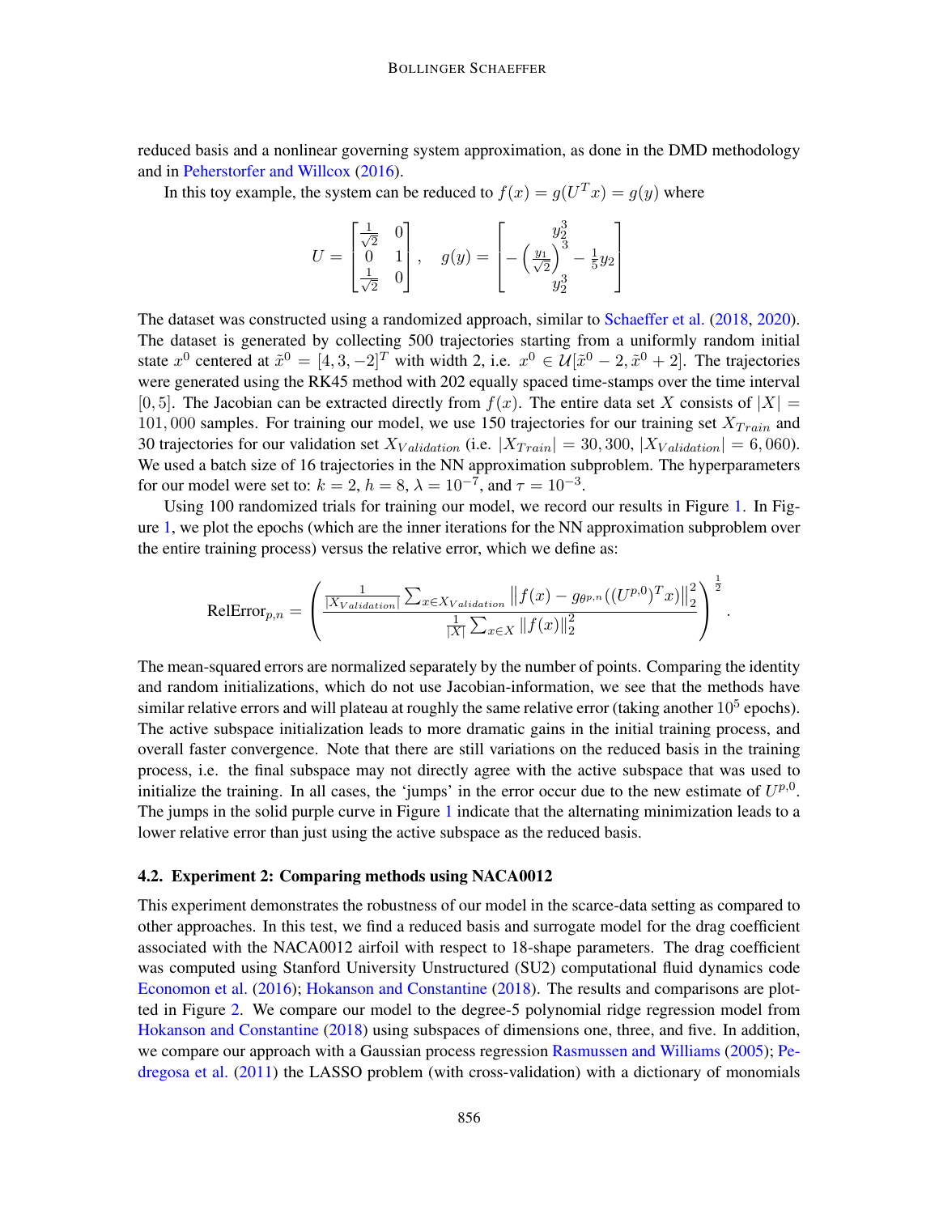reduced basis and a nonlinear governing system approximation, as done in the DMD methodology and in Peherstorfer and Willcox (2016).

In this toy example, the system can be reduced to $f(x) = g(U^T x) = g(y)$ where

$$U = \begin{bmatrix} \frac{1}{\sqrt{2}} & 0 \\ 0 & 1 \\ \frac{1}{\sqrt{2}} & 0 \end{bmatrix}, \quad g(y) = \begin{bmatrix} y_2^3 \\ -\left(\frac{y_1}{\sqrt{2}}\right)^3 - \frac{1}{5} y_2 \\ y_2^3 \end{bmatrix}$$

The dataset was constructed using a randomized approach, similar to Schaeffer et al. (2018, 2020). The dataset is generated by collecting 500 trajectories starting from a uniformly random initial state $x^0$ centered at $\tilde{x}^0 = [4, 3, -2]^T$ with width 2, i.e. $x^0 \in \mathcal{U}[\tilde{x}^0 - 2, \tilde{x}^0 + 2]$. The trajectories were generated using the RK45 method with 202 equally spaced time-stamps over the time interval $[0, 5]$. The Jacobian can be extracted directly from $f(x)$. The entire data set $X$ consists of $|X| = 101,000$ samples. For training our model, we use 150 trajectories for our training set $X_{Train}$ and 30 trajectories for our validation set $X_{Validation}$ (i.e. $|X_{Train}| = 30,300$, $|X_{Validation}| = 6,060$). We used a batch size of 16 trajectories in the NN approximation subproblem. The hyperparameters for our model were set to: $k = 2$, $h = 8$, $\lambda = 10^{-7}$, and $\tau = 10^{-3}$.

Using 100 randomized trials for training our model, we record our results in Figure 1. In Figure 1, we plot the epochs (which are the inner iterations for the NN approximation subproblem over the entire training process) versus the relative error, which we define as:

$$\text{RelError}_{p,n} = \left( \frac{\frac{1}{|X_{Validation}|} \sum_{x \in X_{Validation}} \left\| f(x) - g_{\theta^{p,n}}((U^{p,0})^T x) \right\|_2^2}{\frac{1}{|X|} \sum_{x \in X} \|f(x)\|_2^2} \right)^{\frac{1}{2}}.$$

The mean-squared errors are normalized separately by the number of points. Comparing the identity and random initializations, which do not use Jacobian-information, we see that the methods have similar relative errors and will plateau at roughly the same relative error (taking another $10^5$ epochs). The active subspace initialization leads to more dramatic gains in the initial training process, and overall faster convergence. Note that there are still variations on the reduced basis in the training process, i.e. the final subspace may not directly agree with the active subspace that was used to initialize the training. In all cases, the 'jumps' in the error occur due to the new estimate of $U^{p,0}$. The jumps in the solid purple curve in Figure 1 indicate that the alternating minimization leads to a lower relative error than just using the active subspace as the reduced basis.

### 4.2. Experiment 2: Comparing methods using NACA0012

This experiment demonstrates the robustness of our model in the scarce-data setting as compared to other approaches. In this test, we find a reduced basis and surrogate model for the drag coefficient associated with the NACA0012 airfoil with respect to 18-shape parameters. The drag coefficient was computed using Stanford University Unstructured (SU2) computational fluid dynamics code Economon et al. (2016); Hokanson and Constantine (2018). The results and comparisons are plotted in Figure 2. We compare our model to the degree-5 polynomial ridge regression model from Hokanson and Constantine (2018) using subspaces of dimensions one, three, and five. In addition, we compare our approach with a Gaussian process regression Rasmussen and Williams (2005); Pedregosa et al. (2011) the LASSO problem (with cross-validation) with a dictionary of monomials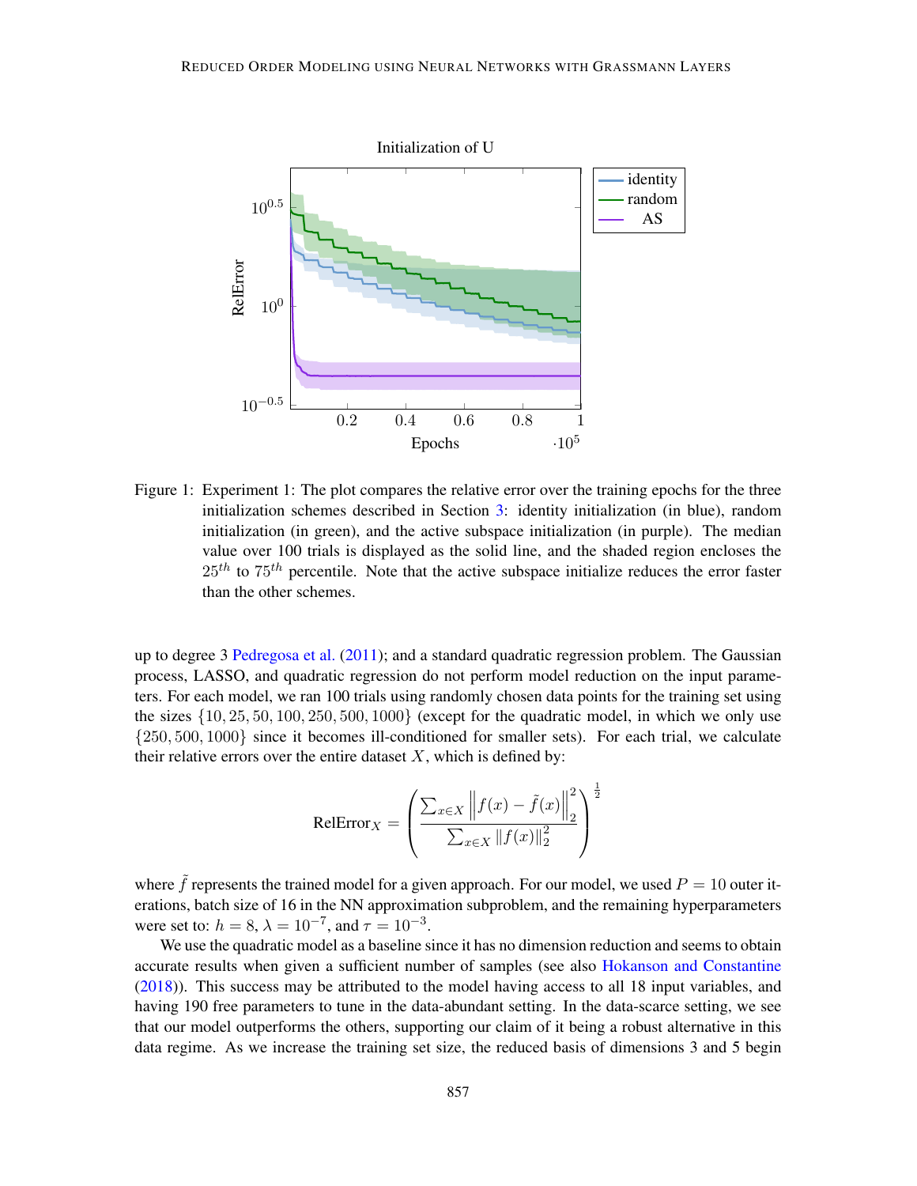Figure 1: Experiment 1: The plot compares the relative error over the training epochs for the three initialization schemes described in Section 3: identity initialization (in blue), random initialization (in green), and the active subspace initialization (in purple). The median value over 100 trials is displayed as the solid line, and the shaded region encloses the $25^{th}$ to $75^{th}$ percentile. Note that the active subspace initialize reduces the error faster than the other schemes.

up to degree 3 Pedregosa et al. (2011); and a standard quadratic regression problem. The Gaussian process, LASSO, and quadratic regression do not perform model reduction on the input parameters. For each model, we ran 100 trials using randomly chosen data points for the training set using the sizes $\{10, 25, 50, 100, 250, 500, 1000\}$ (except for the quadratic model, in which we only use $\{250, 500, 1000\}$ since it becomes ill-conditioned for smaller sets). For each trial, we calculate their relative errors over the entire dataset $X$, which is defined by:

$$\text{RelError}_X = \left( \frac{\sum_{x \in X} \left\| f(x) - \tilde{f}(x) \right\|_2^2}{\sum_{x \in X} \|f(x)\|_2^2} \right)^{\frac{1}{2}}$$

where $\tilde{f}$ represents the trained model for a given approach. For our model, we used $P = 10$ outer iterations, batch size of 16 in the NN approximation subproblem, and the remaining hyperparameters were set to: $h = 8$, $\lambda = 10^{-7}$, and $\tau = 10^{-3}$.

We use the quadratic model as a baseline since it has no dimension reduction and seems to obtain accurate results when given a sufficient number of samples (see also Hokanson and Constantine (2018)). This success may be attributed to the model having access to all 18 input variables, and having 190 free parameters to tune in the data-abundant setting. In the data-scarce setting, we see that our model outperforms the others, supporting our claim of it being a robust alternative in this data regime. As we increase the training set size, the reduced basis of dimensions 3 and 5 begin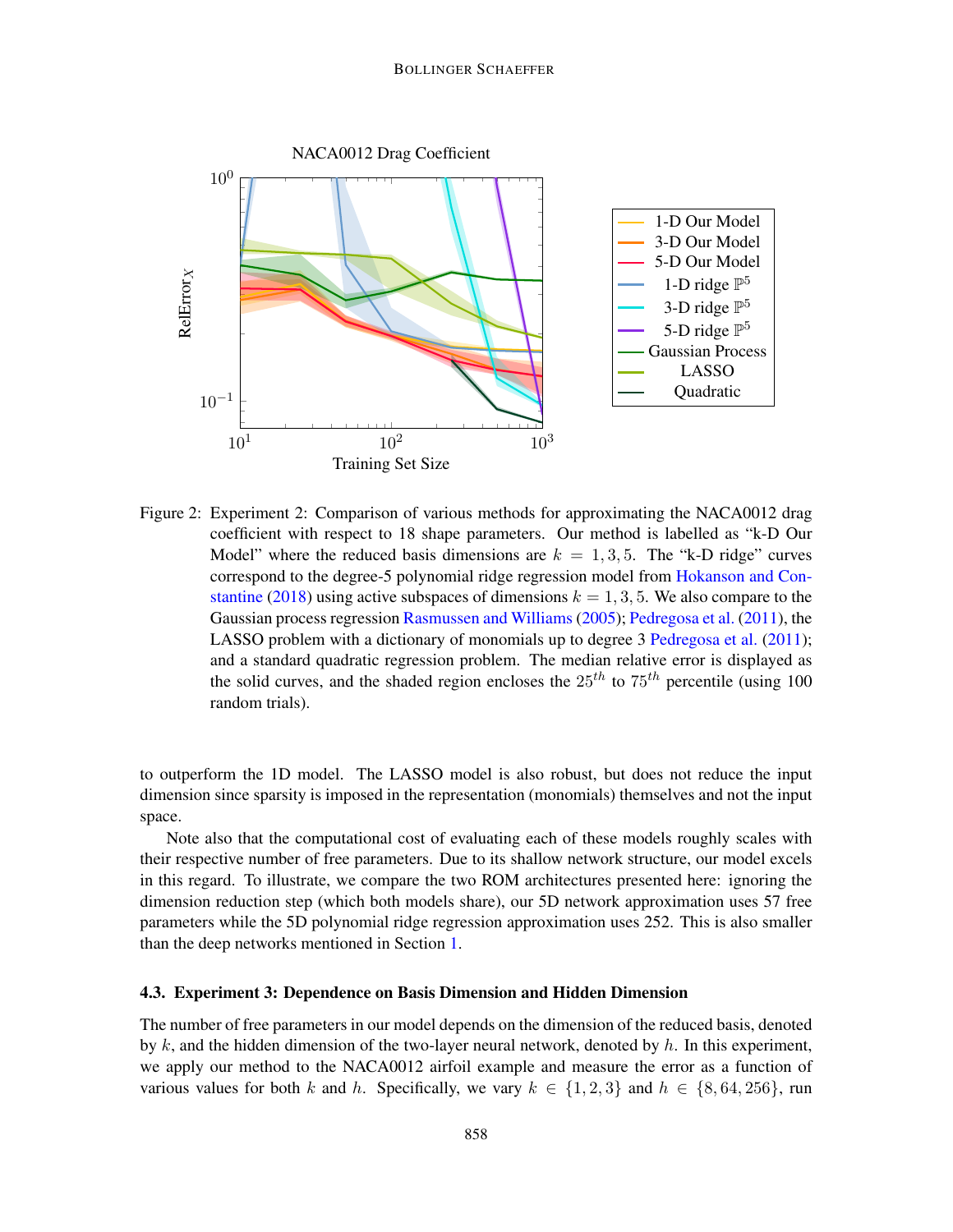Figure 2: Experiment 2: Comparison of various methods for approximating the NACA0012 drag coefficient with respect to 18 shape parameters. Our method is labelled as "k-D Our Model" where the reduced basis dimensions are $k = 1, 3, 5$. The "k-D ridge" curves correspond to the degree-5 polynomial ridge regression model from Hokanson and Constantine (2018) using active subspaces of dimensions $k = 1, 3, 5$. We also compare to the Gaussian process regression Rasmussen and Williams (2005); Pedregosa et al. (2011), the LASSO problem with a dictionary of monomials up to degree 3 Pedregosa et al. (2011); and a standard quadratic regression problem. The median relative error is displayed as the solid curves, and the shaded region encloses the $25^{th}$ to $75^{th}$ percentile (using 100 random trials).

to outperform the 1D model. The LASSO model is also robust, but does not reduce the input dimension since sparsity is imposed in the representation (monomials) themselves and not the input space.

Note also that the computational cost of evaluating each of these models roughly scales with their respective number of free parameters. Due to its shallow network structure, our model excels in this regard. To illustrate, we compare the two ROM architectures presented here: ignoring the dimension reduction step (which both models share), our 5D network approximation uses 57 free parameters while the 5D polynomial ridge regression approximation uses 252. This is also smaller than the deep networks mentioned in Section 1.

### 4.3. Experiment 3: Dependence on Basis Dimension and Hidden Dimension

The number of free parameters in our model depends on the dimension of the reduced basis, denoted by $k$, and the hidden dimension of the two-layer neural network, denoted by $h$. In this experiment, we apply our method to the NACA0012 airfoil example and measure the error as a function of various values for both $k$ and $h$. Specifically, we vary $k \in \{1, 2, 3\}$ and $h \in \{8, 64, 256\}$, run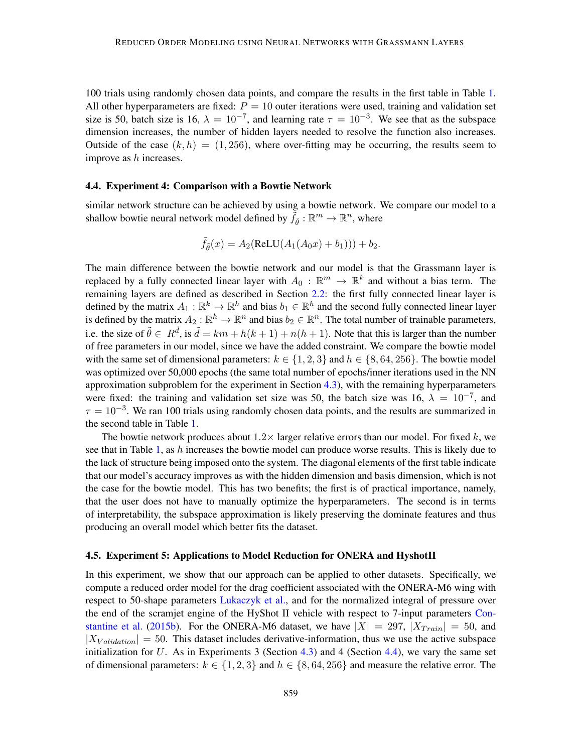100 trials using randomly chosen data points, and compare the results in the first table in Table 1. All other hyperparameters are fixed: $P = 10$ outer iterations were used, training and validation set size is 50, batch size is 16, $\lambda = 10^{-7}$, and learning rate $\tau = 10^{-3}$. We see that as the subspace dimension increases, the number of hidden layers needed to resolve the function also increases. Outside of the case $(k, h) = (1, 256)$, where over-fitting may be occurring, the results seem to improve as $h$ increases.

### 4.4. Experiment 4: Comparison with a Bowtie Network

similar network structure can be achieved by using a bowtie network. We compare our model to a shallow bowtie neural network model defined by $\tilde{f}_{\tilde{\theta}} : \mathbb{R}^m \to \mathbb{R}^n$, where

$$\tilde{f}_{\tilde{\theta}}(x) = A_2(\text{ReLU}(A_1(A_0 x) + b_1))) + b_2.$$

The main difference between the bowtie network and our model is that the Grassmann layer is replaced by a fully connected linear layer with $A_0 : \mathbb{R}^m \to \mathbb{R}^k$ and without a bias term. The remaining layers are defined as described in Section 2.2: the first fully connected linear layer is defined by the matrix $A_1 : \mathbb{R}^k \to \mathbb{R}^h$ and bias $b_1 \in \mathbb{R}^h$ and the second fully connected linear layer is defined by the matrix $A_2 : \mathbb{R}^h \to \mathbb{R}^n$ and bias $b_2 \in \mathbb{R}^n$. The total number of trainable parameters, i.e. the size of $\tilde{\theta} \in R^{\tilde{d}}$, is $\tilde{d} = km + h(k+1) + n(h+1)$. Note that this is larger than the number of free parameters in our model, since we have the added constraint. We compare the bowtie model with the same set of dimensional parameters: $k \in \{1, 2, 3\}$ and $h \in \{8, 64, 256\}$. The bowtie model was optimized over 50,000 epochs (the same total number of epochs/inner iterations used in the NN approximation subproblem for the experiment in Section 4.3), with the remaining hyperparameters were fixed: the training and validation set size was 50, the batch size was 16, $\lambda = 10^{-7}$, and $\tau = 10^{-3}$. We ran 100 trials using randomly chosen data points, and the results are summarized in the second table in Table 1.

The bowtie network produces about $1.2\times$ larger relative errors than our model. For fixed $k$, we see that in Table 1, as $h$ increases the bowtie model can produce worse results. This is likely due to the lack of structure being imposed onto the system. The diagonal elements of the first table indicate that our model's accuracy improves as with the hidden dimension and basis dimension, which is not the case for the bowtie model. This has two benefits; the first is of practical importance, namely, that the user does not have to manually optimize the hyperparameters. The second is in terms of interpretability, the subspace approximation is likely preserving the dominate features and thus producing an overall model which better fits the dataset.

### 4.5. Experiment 5: Applications to Model Reduction for ONERA and HyshotII

In this experiment, we show that our approach can be applied to other datasets. Specifically, we compute a reduced order model for the drag coefficient associated with the ONERA-M6 wing with respect to 50-shape parameters Lukaczyk et al., and for the normalized integral of pressure over the end of the scramjet engine of the HyShot II vehicle with respect to 7-input parameters Constantine et al. (2015b). For the ONERA-M6 dataset, we have $|X| = 297$, $|X_{Train}| = 50$, and $|X_{Validation}| = 50$. This dataset includes derivative-information, thus we use the active subspace initialization for $U$. As in Experiments 3 (Section 4.3) and 4 (Section 4.4), we vary the same set of dimensional parameters: $k \in \{1, 2, 3\}$ and $h \in \{8, 64, 256\}$ and measure the relative error. The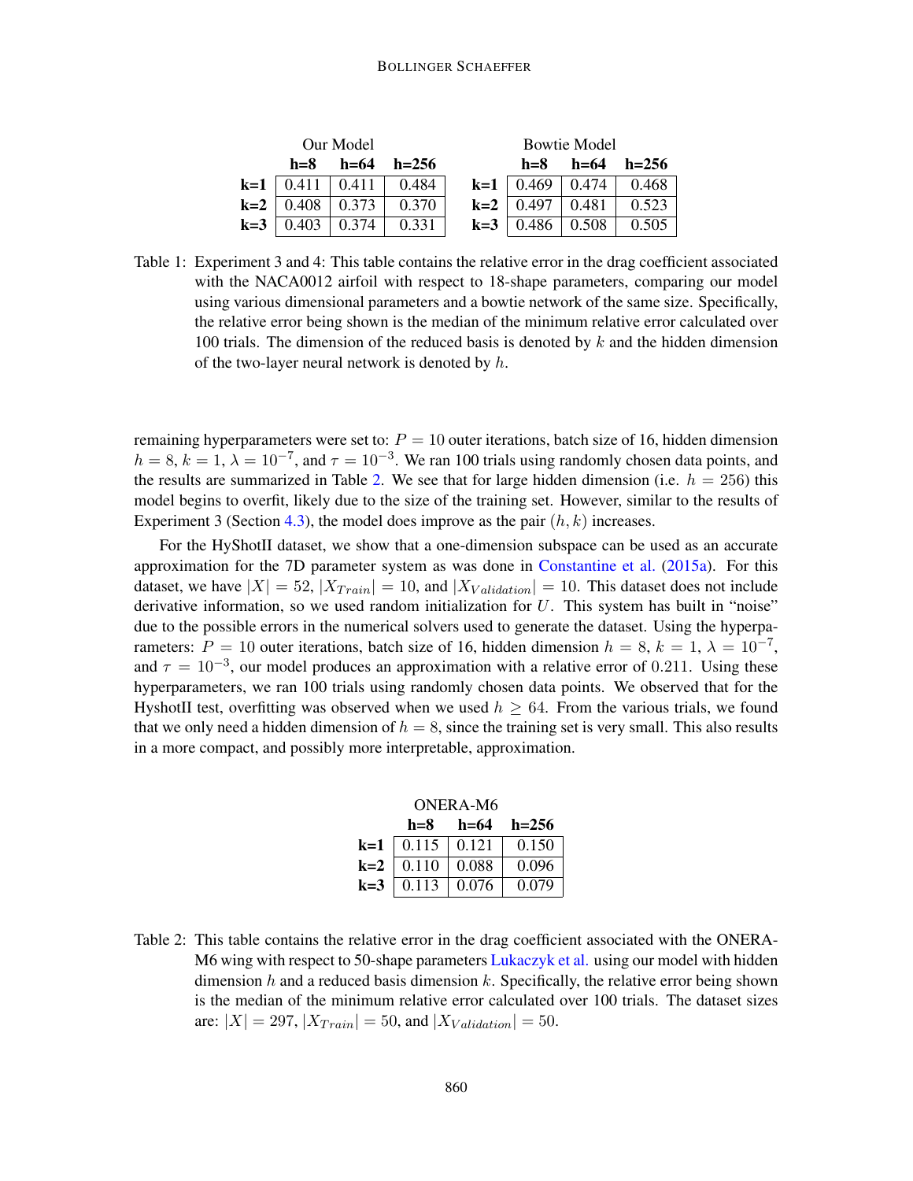| Our Model | h=8 | h=64 | h=256 |
|---|---|---|---|
| **k=1** | 0.411 | 0.411 | 0.484 |
| **k=2** | 0.408 | 0.373 | 0.370 |
| **k=3** | 0.403 | 0.374 | 0.331 |

| Bowtie Model | h=8 | h=64 | h=256 |
|---|---|---|---|
| **k=1** | 0.469 | 0.474 | 0.468 |
| **k=2** | 0.497 | 0.481 | 0.523 |
| **k=3** | 0.486 | 0.508 | 0.505 |

Table 1: Experiment 3 and 4: This table contains the relative error in the drag coefficient associated with the NACA0012 airfoil with respect to 18-shape parameters, comparing our model using various dimensional parameters and a bowtie network of the same size. Specifically, the relative error being shown is the median of the minimum relative error calculated over 100 trials. The dimension of the reduced basis is denoted by $k$ and the hidden dimension of the two-layer neural network is denoted by $h$.

remaining hyperparameters were set to: $P = 10$ outer iterations, batch size of 16, hidden dimension $h = 8$, $k = 1$, $\lambda = 10^{-7}$, and $\tau = 10^{-3}$. We ran 100 trials using randomly chosen data points, and the results are summarized in Table 2. We see that for large hidden dimension (i.e. $h = 256$) this model begins to overfit, likely due to the size of the training set. However, similar to the results of Experiment 3 (Section 4.3), the model does improve as the pair $(h, k)$ increases.

For the HyShotII dataset, we show that a one-dimension subspace can be used as an accurate approximation for the 7D parameter system as was done in Constantine et al. (2015a). For this dataset, we have $|X| = 52$, $|X_{Train}| = 10$, and $|X_{Validation}| = 10$. This dataset does not include derivative information, so we used random initialization for $U$. This system has built in "noise" due to the possible errors in the numerical solvers used to generate the dataset. Using the hyperparameters: $P = 10$ outer iterations, batch size of 16, hidden dimension $h = 8$, $k = 1$, $\lambda = 10^{-7}$, and $\tau = 10^{-3}$, our model produces an approximation with a relative error of $0.211$. Using these hyperparameters, we ran 100 trials using randomly chosen data points. We observed that for the HyshotII test, overfitting was observed when we used $h \geq 64$. From the various trials, we found that we only need a hidden dimension of $h = 8$, since the training set is very small. This also results in a more compact, and possibly more interpretable, approximation.

| ONERA-M6 | h=8 | h=64 | h=256 |
|---|---|---|---|
| **k=1** | 0.115 | 0.121 | 0.150 |
| **k=2** | 0.110 | 0.088 | 0.096 |
| **k=3** | 0.113 | 0.076 | 0.079 |

Table 2: This table contains the relative error in the drag coefficient associated with the ONERA-M6 wing with respect to 50-shape parameters Lukaczyk et al. using our model with hidden dimension $h$ and a reduced basis dimension $k$. Specifically, the relative error being shown is the median of the minimum relative error calculated over 100 trials. The dataset sizes are: $|X| = 297$, $|X_{Train}| = 50$, and $|X_{Validation}| = 50$.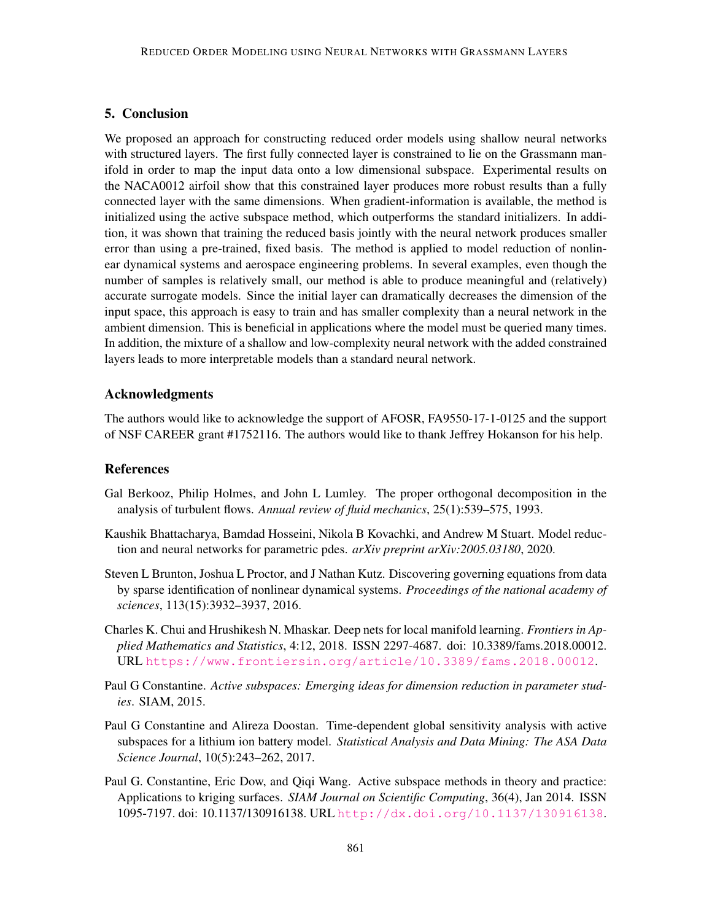## 5. Conclusion

We proposed an approach for constructing reduced order models using shallow neural networks with structured layers. The first fully connected layer is constrained to lie on the Grassmann manifold in order to map the input data onto a low dimensional subspace. Experimental results on the NACA0012 airfoil show that this constrained layer produces more robust results than a fully connected layer with the same dimensions. When gradient-information is available, the method is initialized using the active subspace method, which outperforms the standard initializers. In addition, it was shown that training the reduced basis jointly with the neural network produces smaller error than using a pre-trained, fixed basis. The method is applied to model reduction of nonlinear dynamical systems and aerospace engineering problems. In several examples, even though the number of samples is relatively small, our method is able to produce meaningful and (relatively) accurate surrogate models. Since the initial layer can dramatically decreases the dimension of the input space, this approach is easy to train and has smaller complexity than a neural network in the ambient dimension. This is beneficial in applications where the model must be queried many times. In addition, the mixture of a shallow and low-complexity neural network with the added constrained layers leads to more interpretable models than a standard neural network.

## Acknowledgments

The authors would like to acknowledge the support of AFOSR, FA9550-17-1-0125 and the support of NSF CAREER grant #1752116. The authors would like to thank Jeffrey Hokanson for his help.

## References

Gal Berkooz, Philip Holmes, and John L Lumley. The proper orthogonal decomposition in the analysis of turbulent flows. *Annual review of fluid mechanics*, 25(1):539–575, 1993.

Kaushik Bhattacharya, Bamdad Hosseini, Nikola B Kovachki, and Andrew M Stuart. Model reduction and neural networks for parametric pdes. *arXiv preprint arXiv:2005.03180*, 2020.

Steven L Brunton, Joshua L Proctor, and J Nathan Kutz. Discovering governing equations from data by sparse identification of nonlinear dynamical systems. *Proceedings of the national academy of sciences*, 113(15):3932–3937, 2016.

Charles K. Chui and Hrushikesh N. Mhaskar. Deep nets for local manifold learning. *Frontiers in Applied Mathematics and Statistics*, 4:12, 2018. ISSN 2297-4687. doi: 10.3389/fams.2018.00012. URL https://www.frontiersin.org/article/10.3389/fams.2018.00012.

Paul G Constantine. *Active subspaces: Emerging ideas for dimension reduction in parameter studies*. SIAM, 2015.

Paul G Constantine and Alireza Doostan. Time-dependent global sensitivity analysis with active subspaces for a lithium ion battery model. *Statistical Analysis and Data Mining: The ASA Data Science Journal*, 10(5):243–262, 2017.

Paul G. Constantine, Eric Dow, and Qiqi Wang. Active subspace methods in theory and practice: Applications to kriging surfaces. *SIAM Journal on Scientific Computing*, 36(4), Jan 2014. ISSN 1095-7197. doi: 10.1137/130916138. URL http://dx.doi.org/10.1137/130916138.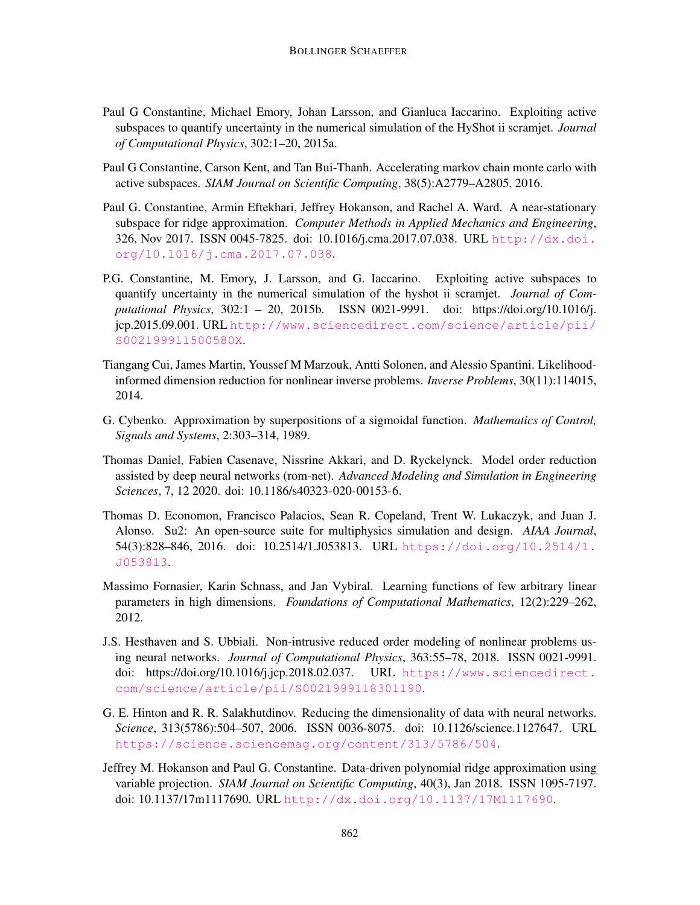Paul G Constantine, Michael Emory, Johan Larsson, and Gianluca Iaccarino. Exploiting active subspaces to quantify uncertainty in the numerical simulation of the HyShot ii scramjet. *Journal of Computational Physics*, 302:1–20, 2015a.

Paul G Constantine, Carson Kent, and Tan Bui-Thanh. Accelerating markov chain monte carlo with active subspaces. *SIAM Journal on Scientific Computing*, 38(5):A2779–A2805, 2016.

Paul G. Constantine, Armin Eftekhari, Jeffrey Hokanson, and Rachel A. Ward. A near-stationary subspace for ridge approximation. *Computer Methods in Applied Mechanics and Engineering*, 326, Nov 2017. ISSN 0045-7825. doi: 10.1016/j.cma.2017.07.038. URL http://dx.doi.org/10.1016/j.cma.2017.07.038.

P.G. Constantine, M. Emory, J. Larsson, and G. Iaccarino. Exploiting active subspaces to quantify uncertainty in the numerical simulation of the hyshot ii scramjet. *Journal of Computational Physics*, 302:1 – 20, 2015b. ISSN 0021-9991. doi: https://doi.org/10.1016/j.jcp.2015.09.001. URL http://www.sciencedirect.com/science/article/pii/S002199911500580X.

Tiangang Cui, James Martin, Youssef M Marzouk, Antti Solonen, and Alessio Spantini. Likelihood-informed dimension reduction for nonlinear inverse problems. *Inverse Problems*, 30(11):114015, 2014.

G. Cybenko. Approximation by superpositions of a sigmoidal function. *Mathematics of Control, Signals and Systems*, 2:303–314, 1989.

Thomas Daniel, Fabien Casenave, Nissrine Akkari, and D. Ryckelynck. Model order reduction assisted by deep neural networks (rom-net). *Advanced Modeling and Simulation in Engineering Sciences*, 7, 12 2020. doi: 10.1186/s40323-020-00153-6.

Thomas D. Economon, Francisco Palacios, Sean R. Copeland, Trent W. Lukaczyk, and Juan J. Alonso. Su2: An open-source suite for multiphysics simulation and design. *AIAA Journal*, 54(3):828–846, 2016. doi: 10.2514/1.J053813. URL https://doi.org/10.2514/1.J053813.

Massimo Fornasier, Karin Schnass, and Jan Vybiral. Learning functions of few arbitrary linear parameters in high dimensions. *Foundations of Computational Mathematics*, 12(2):229–262, 2012.

J.S. Hesthaven and S. Ubbiali. Non-intrusive reduced order modeling of nonlinear problems using neural networks. *Journal of Computational Physics*, 363:55–78, 2018. ISSN 0021-9991. doi: https://doi.org/10.1016/j.jcp.2018.02.037. URL https://www.sciencedirect.com/science/article/pii/S0021999118301190.

G. E. Hinton and R. R. Salakhutdinov. Reducing the dimensionality of data with neural networks. *Science*, 313(5786):504–507, 2006. ISSN 0036-8075. doi: 10.1126/science.1127647. URL https://science.sciencemag.org/content/313/5786/504.

Jeffrey M. Hokanson and Paul G. Constantine. Data-driven polynomial ridge approximation using variable projection. *SIAM Journal on Scientific Computing*, 40(3), Jan 2018. ISSN 1095-7197. doi: 10.1137/17m1117690. URL http://dx.doi.org/10.1137/17M1117690.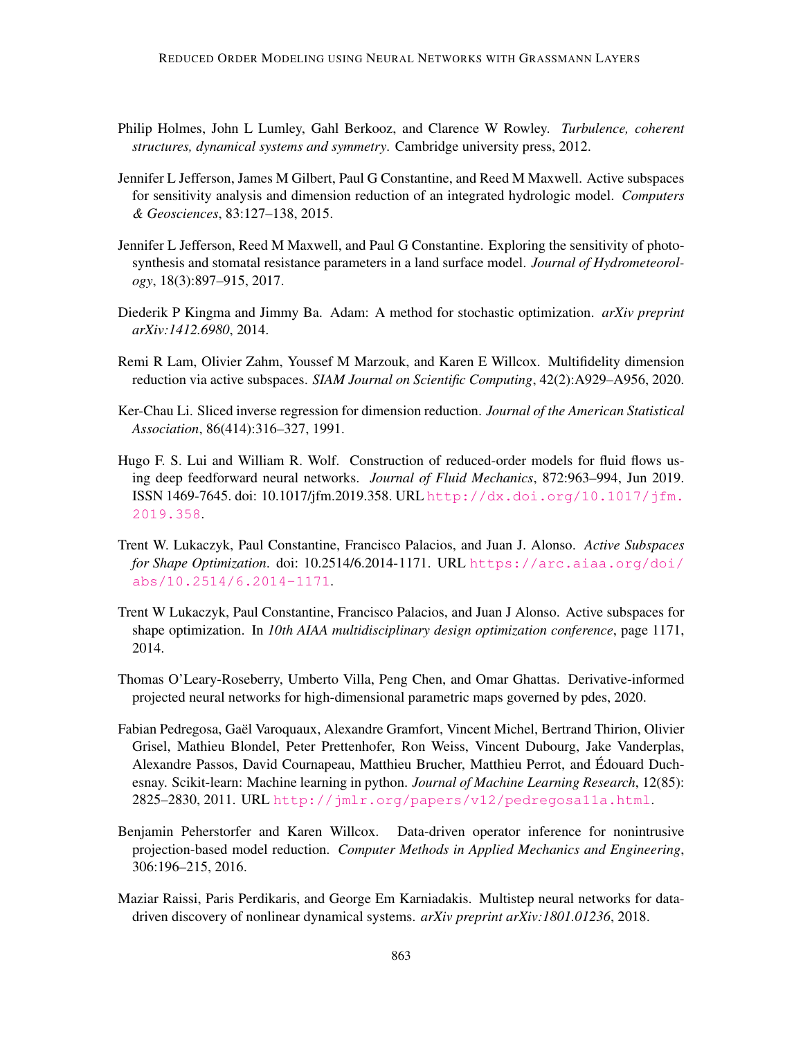Philip Holmes, John L Lumley, Gahl Berkooz, and Clarence W Rowley. *Turbulence, coherent structures, dynamical systems and symmetry*. Cambridge university press, 2012.

Jennifer L Jefferson, James M Gilbert, Paul G Constantine, and Reed M Maxwell. Active subspaces for sensitivity analysis and dimension reduction of an integrated hydrologic model. *Computers & Geosciences*, 83:127–138, 2015.

Jennifer L Jefferson, Reed M Maxwell, and Paul G Constantine. Exploring the sensitivity of photosynthesis and stomatal resistance parameters in a land surface model. *Journal of Hydrometeorology*, 18(3):897–915, 2017.

Diederik P Kingma and Jimmy Ba. Adam: A method for stochastic optimization. *arXiv preprint arXiv:1412.6980*, 2014.

Remi R Lam, Olivier Zahm, Youssef M Marzouk, and Karen E Willcox. Multifidelity dimension reduction via active subspaces. *SIAM Journal on Scientific Computing*, 42(2):A929–A956, 2020.

Ker-Chau Li. Sliced inverse regression for dimension reduction. *Journal of the American Statistical Association*, 86(414):316–327, 1991.

Hugo F. S. Lui and William R. Wolf. Construction of reduced-order models for fluid flows using deep feedforward neural networks. *Journal of Fluid Mechanics*, 872:963–994, Jun 2019. ISSN 1469-7645. doi: 10.1017/jfm.2019.358. URL http://dx.doi.org/10.1017/jfm.2019.358.

Trent W. Lukaczyk, Paul Constantine, Francisco Palacios, and Juan J. Alonso. *Active Subspaces for Shape Optimization*. doi: 10.2514/6.2014-1171. URL https://arc.aiaa.org/doi/abs/10.2514/6.2014-1171.

Trent W Lukaczyk, Paul Constantine, Francisco Palacios, and Juan J Alonso. Active subspaces for shape optimization. In *10th AIAA multidisciplinary design optimization conference*, page 1171, 2014.

Thomas O'Leary-Roseberry, Umberto Villa, Peng Chen, and Omar Ghattas. Derivative-informed projected neural networks for high-dimensional parametric maps governed by pdes, 2020.

Fabian Pedregosa, Gaël Varoquaux, Alexandre Gramfort, Vincent Michel, Bertrand Thirion, Olivier Grisel, Mathieu Blondel, Peter Prettenhofer, Ron Weiss, Vincent Dubourg, Jake Vanderplas, Alexandre Passos, David Cournapeau, Matthieu Brucher, Matthieu Perrot, and Édouard Duchesnay. Scikit-learn: Machine learning in python. *Journal of Machine Learning Research*, 12(85): 2825–2830, 2011. URL http://jmlr.org/papers/v12/pedregosa11a.html.

Benjamin Peherstorfer and Karen Willcox. Data-driven operator inference for nonintrusive projection-based model reduction. *Computer Methods in Applied Mechanics and Engineering*, 306:196–215, 2016.

Maziar Raissi, Paris Perdikaris, and George Em Karniadakis. Multistep neural networks for data-driven discovery of nonlinear dynamical systems. *arXiv preprint arXiv:1801.01236*, 2018.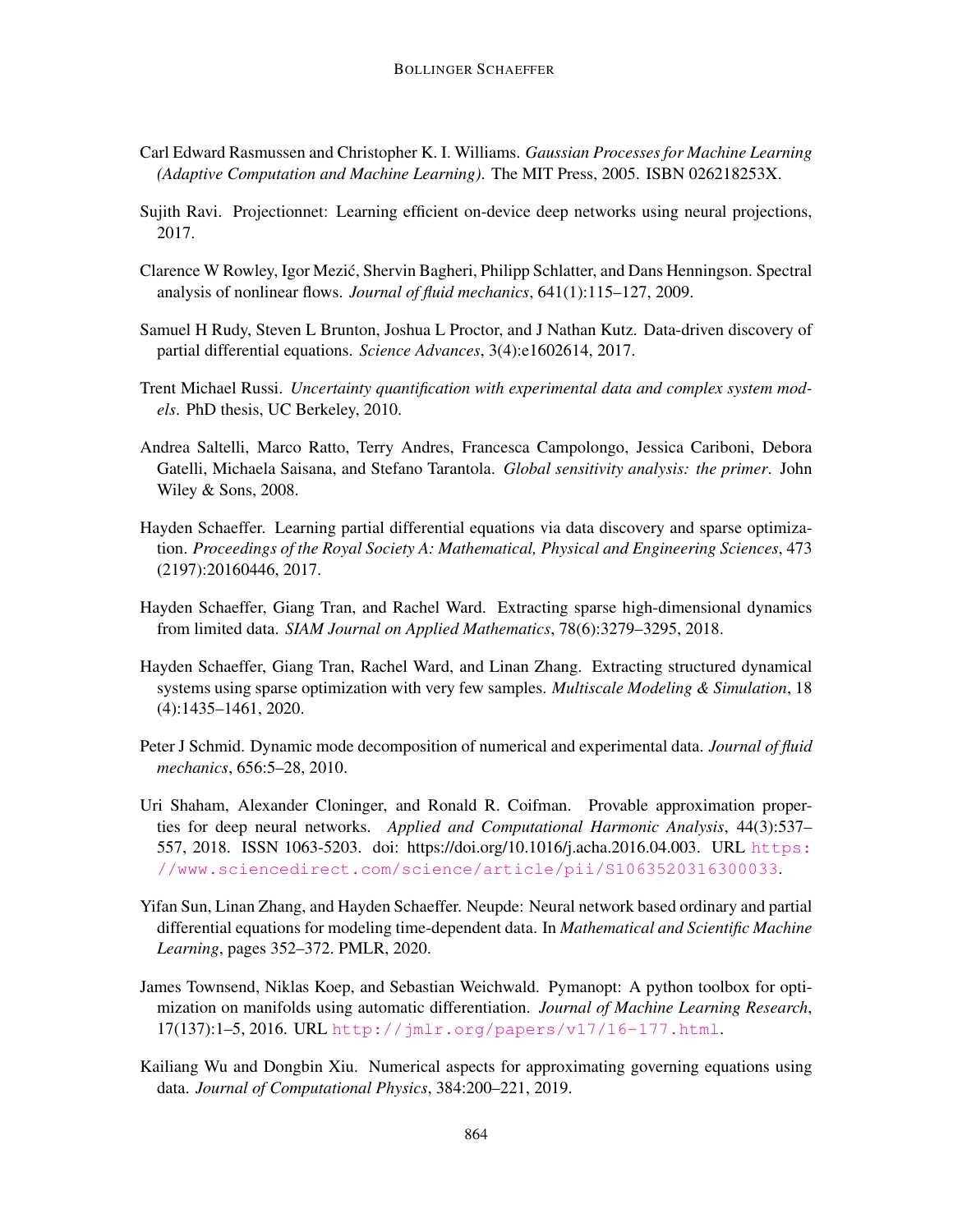Carl Edward Rasmussen and Christopher K. I. Williams. *Gaussian Processes for Machine Learning (Adaptive Computation and Machine Learning)*. The MIT Press, 2005. ISBN 026218253X.

Sujith Ravi. Projectionnet: Learning efficient on-device deep networks using neural projections, 2017.

Clarence W Rowley, Igor Mezić, Shervin Bagheri, Philipp Schlatter, and Dans Henningson. Spectral analysis of nonlinear flows. *Journal of fluid mechanics*, 641(1):115–127, 2009.

Samuel H Rudy, Steven L Brunton, Joshua L Proctor, and J Nathan Kutz. Data-driven discovery of partial differential equations. *Science Advances*, 3(4):e1602614, 2017.

Trent Michael Russi. *Uncertainty quantification with experimental data and complex system models*. PhD thesis, UC Berkeley, 2010.

Andrea Saltelli, Marco Ratto, Terry Andres, Francesca Campolongo, Jessica Cariboni, Debora Gatelli, Michaela Saisana, and Stefano Tarantola. *Global sensitivity analysis: the primer*. John Wiley & Sons, 2008.

Hayden Schaeffer. Learning partial differential equations via data discovery and sparse optimization. *Proceedings of the Royal Society A: Mathematical, Physical and Engineering Sciences*, 473 (2197):20160446, 2017.

Hayden Schaeffer, Giang Tran, and Rachel Ward. Extracting sparse high-dimensional dynamics from limited data. *SIAM Journal on Applied Mathematics*, 78(6):3279–3295, 2018.

Hayden Schaeffer, Giang Tran, Rachel Ward, and Linan Zhang. Extracting structured dynamical systems using sparse optimization with very few samples. *Multiscale Modeling & Simulation*, 18 (4):1435–1461, 2020.

Peter J Schmid. Dynamic mode decomposition of numerical and experimental data. *Journal of fluid mechanics*, 656:5–28, 2010.

Uri Shaham, Alexander Cloninger, and Ronald R. Coifman. Provable approximation properties for deep neural networks. *Applied and Computational Harmonic Analysis*, 44(3):537–557, 2018. ISSN 1063-5203. doi: https://doi.org/10.1016/j.acha.2016.04.003. URL https://www.sciencedirect.com/science/article/pii/S1063520316300033.

Yifan Sun, Linan Zhang, and Hayden Schaeffer. Neupde: Neural network based ordinary and partial differential equations for modeling time-dependent data. In *Mathematical and Scientific Machine Learning*, pages 352–372. PMLR, 2020.

James Townsend, Niklas Koep, and Sebastian Weichwald. Pymanopt: A python toolbox for optimization on manifolds using automatic differentiation. *Journal of Machine Learning Research*, 17(137):1–5, 2016. URL http://jmlr.org/papers/v17/16-177.html.

Kailiang Wu and Dongbin Xiu. Numerical aspects for approximating governing equations using data. *Journal of Computational Physics*, 384:200–221, 2019.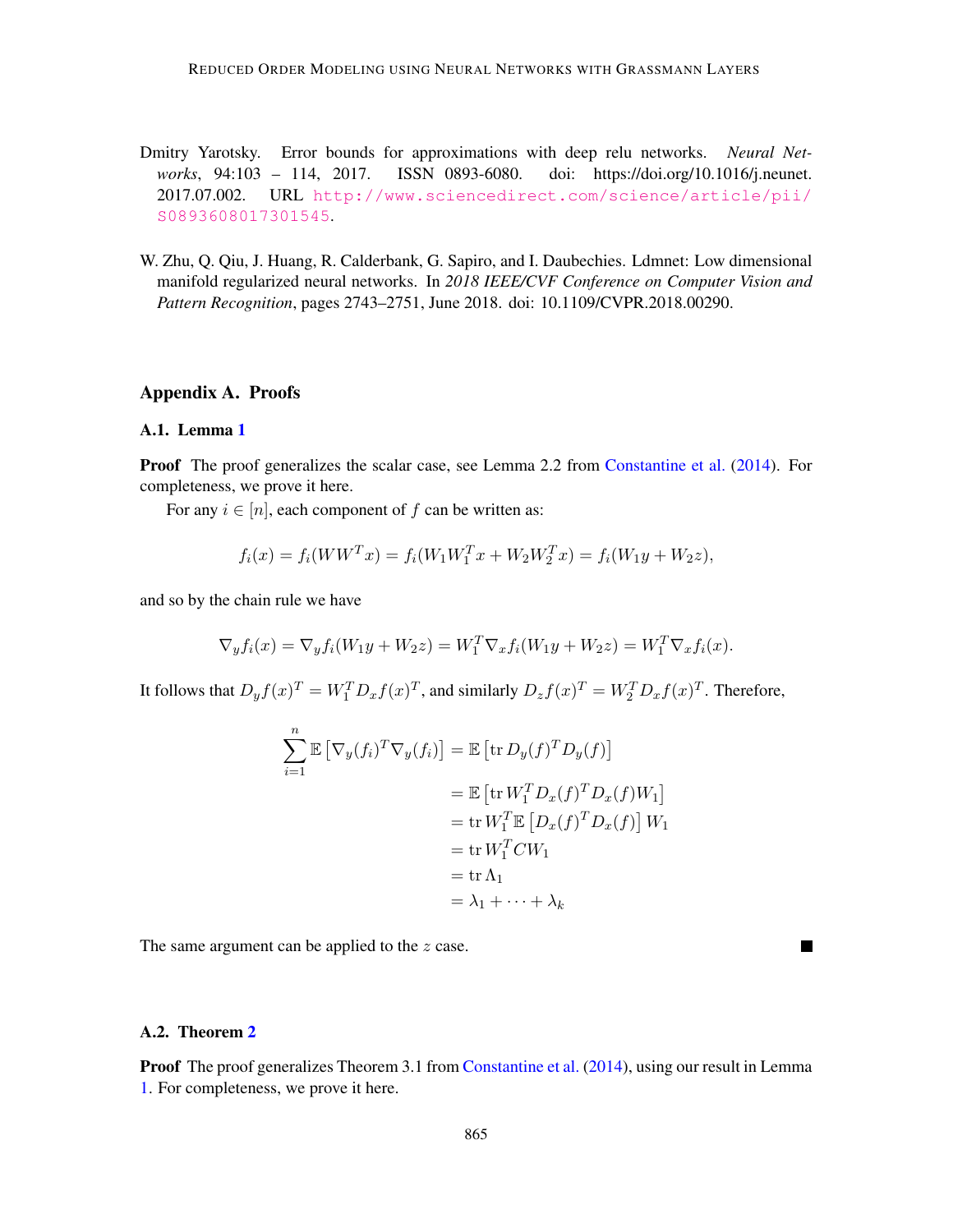Dmitry Yarotsky. Error bounds for approximations with deep relu networks. *Neural Networks*, 94:103 – 114, 2017. ISSN 0893-6080. doi: https://doi.org/10.1016/j.neunet.2017.07.002. URL http://www.sciencedirect.com/science/article/pii/S0893608017301545.

W. Zhu, Q. Qiu, J. Huang, R. Calderbank, G. Sapiro, and I. Daubechies. Ldmnet: Low dimensional manifold regularized neural networks. In *2018 IEEE/CVF Conference on Computer Vision and Pattern Recognition*, pages 2743–2751, June 2018. doi: 10.1109/CVPR.2018.00290.

## Appendix A. Proofs

### A.1. Lemma 1

**Proof** The proof generalizes the scalar case, see Lemma 2.2 from Constantine et al. (2014). For completeness, we prove it here.

For any $i \in [n]$, each component of $f$ can be written as:

$$f_i(x) = f_i(WW^Tx) = f_i(W_1W_1^Tx + W_2W_2^Tx) = f_i(W_1y + W_2z),$$

and so by the chain rule we have

$$\nabla_y f_i(x) = \nabla_y f_i(W_1y + W_2z) = W_1^T \nabla_x f_i(W_1y + W_2z) = W_1^T \nabla_x f_i(x).$$

It follows that $D_y f(x)^T = W_1^T D_x f(x)^T$, and similarly $D_z f(x)^T = W_2^T D_x f(x)^T$. Therefore,

$$\begin{aligned}
\sum_{i=1}^{n} \mathbb{E}\left[\nabla_y(f_i)^T \nabla_y(f_i)\right] &= \mathbb{E}\left[\operatorname{tr} D_y(f)^T D_y(f)\right] \\
&= \mathbb{E}\left[\operatorname{tr} W_1^T D_x(f)^T D_x(f) W_1\right] \\
&= \operatorname{tr} W_1^T \mathbb{E}\left[D_x(f)^T D_x(f)\right] W_1 \\
&= \operatorname{tr} W_1^T C W_1 \\
&= \operatorname{tr} \Lambda_1 \\
&= \lambda_1 + \cdots + \lambda_k
\end{aligned}$$

The same argument can be applied to the $z$ case. ■

### A.2. Theorem 2

**Proof** The proof generalizes Theorem 3.1 from Constantine et al. (2014), using our result in Lemma 1. For completeness, we prove it here.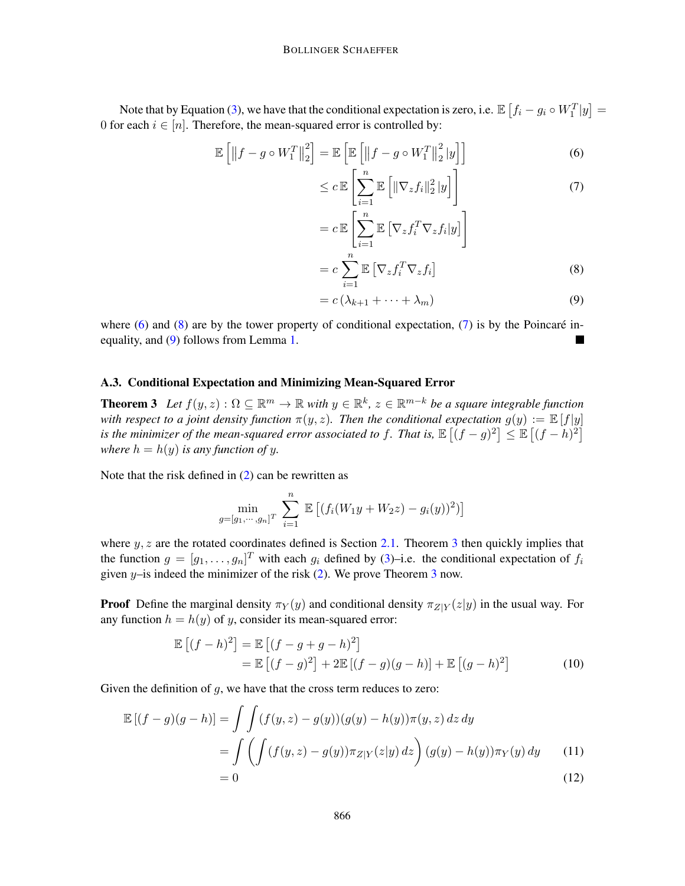Note that by Equation (3), we have that the conditional expectation is zero, i.e. $\mathbb{E}\left[f_i - g_i \circ W_1^T | y\right] = 0$ for each $i \in [n]$. Therefore, the mean-squared error is controlled by:

$$
\begin{aligned}
\mathbb{E}\left[\left\|f - g \circ W_1^T\right\|_2^2\right] &= \mathbb{E}\left[\mathbb{E}\left[\left\|f - g \circ W_1^T\right\|_2^2 |y\right]\right] && (6) \\
&\leq c\, \mathbb{E}\left[\sum_{i=1}^{n} \mathbb{E}\left[\left\|\nabla_z f_i\right\|_2^2 |y\right]\right] && (7) \\
&= c\, \mathbb{E}\left[\sum_{i=1}^{n} \mathbb{E}\left[\nabla_z f_i^T \nabla_z f_i | y\right]\right] \\
&= c \sum_{i=1}^{n} \mathbb{E}\left[\nabla_z f_i^T \nabla_z f_i\right] && (8) \\
&= c\left(\lambda_{k+1} + \cdots + \lambda_m\right) && (9)
\end{aligned}
$$

where (6) and (8) are by the tower property of conditional expectation, (7) is by the Poincaré inequality, and (9) follows from Lemma 1. ■

### A.3. Conditional Expectation and Minimizing Mean-Squared Error

**Theorem 3** *Let $f(y, z) : \Omega \subseteq \mathbb{R}^m \to \mathbb{R}$ with $y \in \mathbb{R}^k$, $z \in \mathbb{R}^{m-k}$ be a square integrable function with respect to a joint density function $\pi(y, z)$. Then the conditional expectation $g(y) := \mathbb{E}\left[f|y\right]$ is the minimizer of the mean-squared error associated to $f$. That is, $\mathbb{E}\left[(f - g)^2\right] \leq \mathbb{E}\left[(f - h)^2\right]$ where $h = h(y)$ is any function of $y$.*

Note that the risk defined in (2) can be rewritten as

$$
\min_{g = [g_1, \cdots, g_n]^T} \sum_{i=1}^{n} \mathbb{E}\left[\left(f_i(W_1 y + W_2 z) - g_i(y)\right)^2\right]
$$

where $y, z$ are the rotated coordinates defined is Section 2.1. Theorem 3 then quickly implies that the function $g = [g_1, \ldots, g_n]^T$ with each $g_i$ defined by (3)–i.e. the conditional expectation of $f_i$ given $y$–is indeed the minimizer of the risk (2). We prove Theorem 3 now.

**Proof** Define the marginal density $\pi_Y(y)$ and conditional density $\pi_{Z|Y}(z|y)$ in the usual way. For any function $h = h(y)$ of $y$, consider its mean-squared error:

$$
\begin{aligned}
\mathbb{E}\left[(f - h)^2\right] &= \mathbb{E}\left[(f - g + g - h)^2\right] \\
&= \mathbb{E}\left[(f - g)^2\right] + 2\mathbb{E}\left[(f - g)(g - h)\right] + \mathbb{E}\left[(g - h)^2\right] && (10)
\end{aligned}
$$

Given the definition of $g$, we have that the cross term reduces to zero:

$$
\begin{aligned}
\mathbb{E}\left[(f - g)(g - h)\right] &= \int\int (f(y, z) - g(y))(g(y) - h(y))\pi(y, z)\, dz\, dy \\
&= \int \left(\int (f(y, z) - g(y))\pi_{Z|Y}(z|y)\, dz\right)(g(y) - h(y))\pi_Y(y)\, dy && (11) \\
&= 0 && (12)
\end{aligned}
$$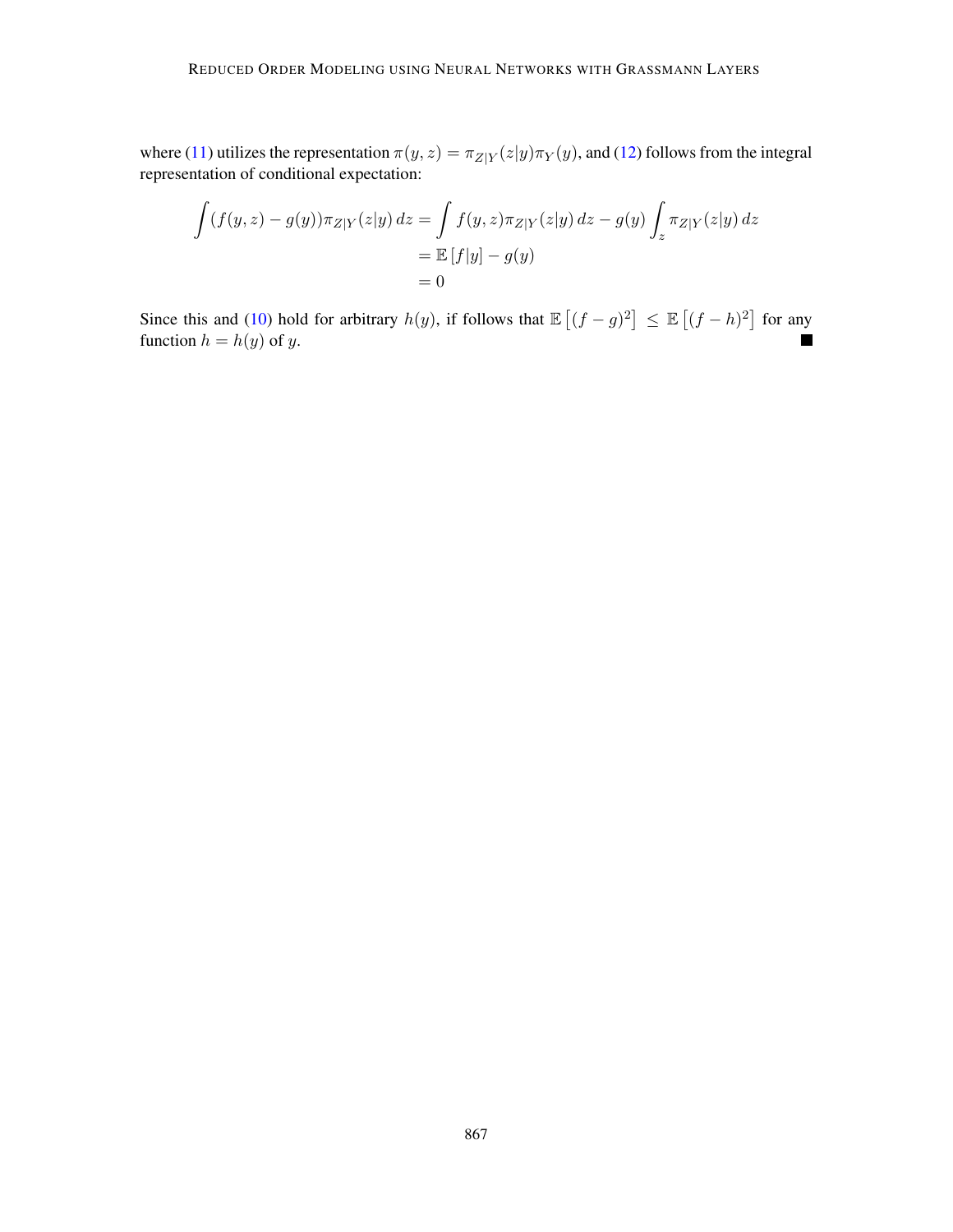where (11) utilizes the representation $\pi(y, z) = \pi_{Z|Y}(z|y)\pi_Y(y)$, and (12) follows from the integral representation of conditional expectation:

$$
\begin{aligned}
\int (f(y, z) - g(y))\pi_{Z|Y}(z|y)\, dz &= \int f(y, z)\pi_{Z|Y}(z|y)\, dz - g(y) \int_z \pi_{Z|Y}(z|y)\, dz \\
&= \mathbb{E}\left[f|y\right] - g(y) \\
&= 0
\end{aligned}
$$

Since this and (10) hold for arbitrary $h(y)$, if follows that $\mathbb{E}\left[(f-g)^2\right] \leq \mathbb{E}\left[(f-h)^2\right]$ for any function $h = h(y)$ of $y$. ■